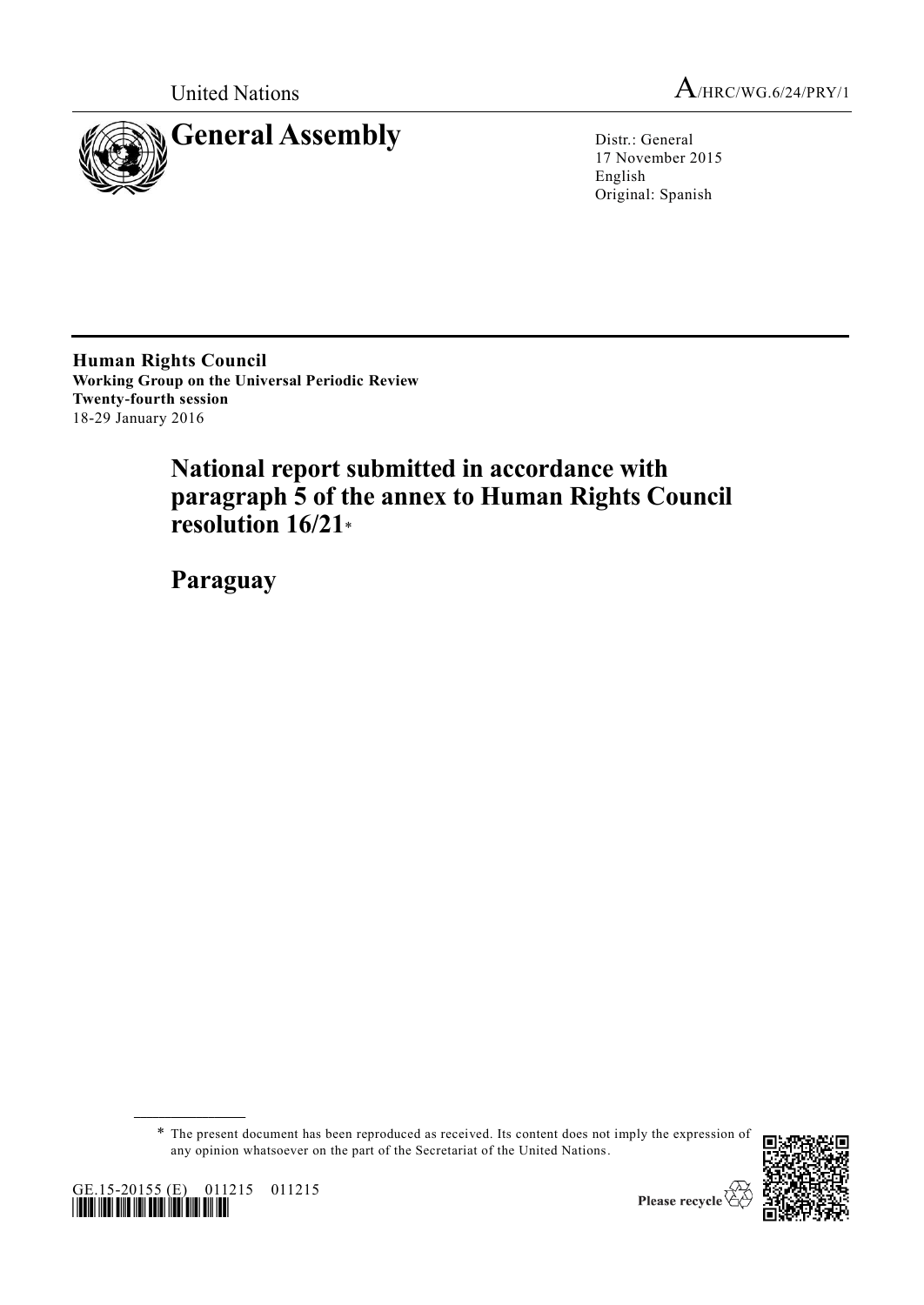United Nations

A/HRC/WG.6/24/PRY/1

# General Assembly

Distr.: General
17 November 2015
English
Original: Spanish

**Human Rights Council**
**Working Group on the Universal Periodic Review**
**Twenty-fourth session**
18-29 January 2016

## National report submitted in accordance with paragraph 5 of the annex to Human Rights Council resolution 16/21*

## Paraguay

---

\* The present document has been reproduced as received. Its content does not imply the expression of any opinion whatsoever on the part of the Secretariat of the United Nations.

GE.15-20155 (E) 011215 011215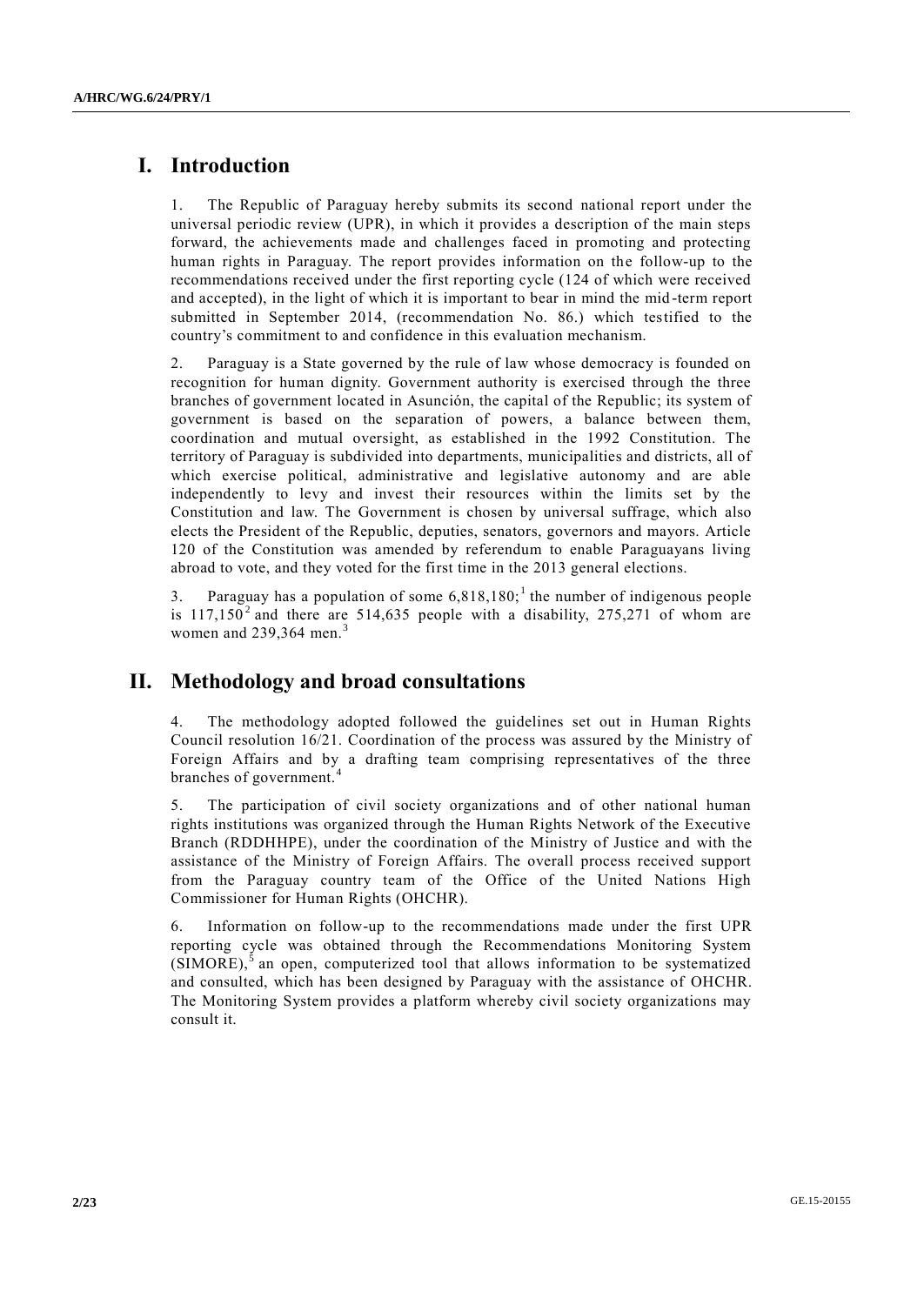# I. Introduction

1. The Republic of Paraguay hereby submits its second national report under the universal periodic review (UPR), in which it provides a description of the main steps forward, the achievements made and challenges faced in promoting and protecting human rights in Paraguay. The report provides information on the follow-up to the recommendations received under the first reporting cycle (124 of which were received and accepted), in the light of which it is important to bear in mind the mid-term report submitted in September 2014, (recommendation No. 86.) which testified to the country's commitment to and confidence in this evaluation mechanism.

2. Paraguay is a State governed by the rule of law whose democracy is founded on recognition for human dignity. Government authority is exercised through the three branches of government located in Asunción, the capital of the Republic; its system of government is based on the separation of powers, a balance between them, coordination and mutual oversight, as established in the 1992 Constitution. The territory of Paraguay is subdivided into departments, municipalities and districts, all of which exercise political, administrative and legislative autonomy and are able independently to levy and invest their resources within the limits set by the Constitution and law. The Government is chosen by universal suffrage, which also elects the President of the Republic, deputies, senators, governors and mayors. Article 120 of the Constitution was amended by referendum to enable Paraguayans living abroad to vote, and they voted for the first time in the 2013 general elections.

3. Paraguay has a population of some 6,818,180;[1] the number of indigenous people is 117,150[2] and there are 514,635 people with a disability, 275,271 of whom are women and 239,364 men.[3]

# II. Methodology and broad consultations

4. The methodology adopted followed the guidelines set out in Human Rights Council resolution 16/21. Coordination of the process was assured by the Ministry of Foreign Affairs and by a drafting team comprising representatives of the three branches of government.[4]

5. The participation of civil society organizations and of other national human rights institutions was organized through the Human Rights Network of the Executive Branch (RDDHHPE), under the coordination of the Ministry of Justice and with the assistance of the Ministry of Foreign Affairs. The overall process received support from the Paraguay country team of the Office of the United Nations High Commissioner for Human Rights (OHCHR).

6. Information on follow-up to the recommendations made under the first UPR reporting cycle was obtained through the Recommendations Monitoring System (SIMORE),[5] an open, computerized tool that allows information to be systematized and consulted, which has been designed by Paraguay with the assistance of OHCHR. The Monitoring System provides a platform whereby civil society organizations may consult it.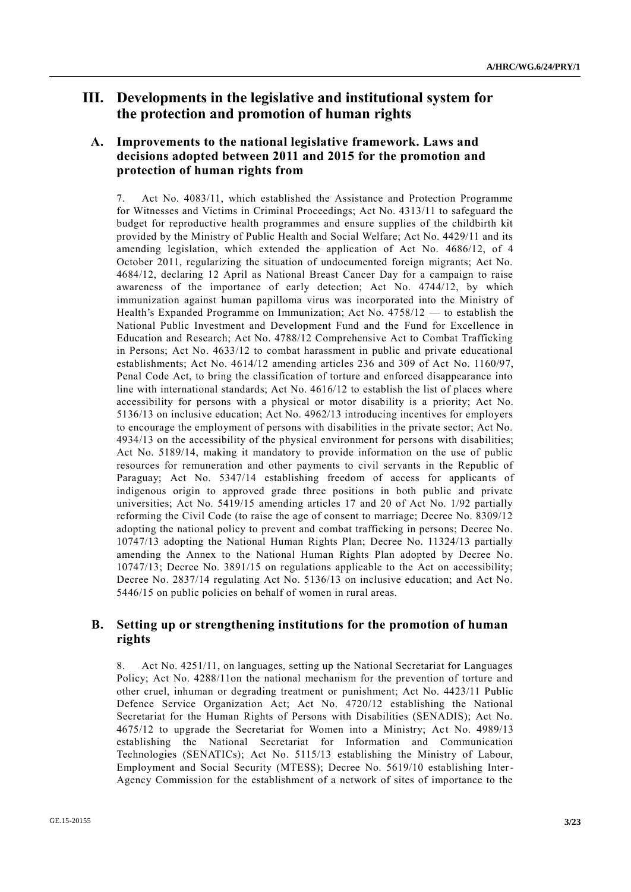# III. Developments in the legislative and institutional system for the protection and promotion of human rights

## A. Improvements to the national legislative framework. Laws and decisions adopted between 2011 and 2015 for the promotion and protection of human rights from

7. Act No. 4083/11, which established the Assistance and Protection Programme for Witnesses and Victims in Criminal Proceedings; Act No. 4313/11 to safeguard the budget for reproductive health programmes and ensure supplies of the childbirth kit provided by the Ministry of Public Health and Social Welfare; Act No. 4429/11 and its amending legislation, which extended the application of Act No. 4686/12, of 4 October 2011, regularizing the situation of undocumented foreign migrants; Act No. 4684/12, declaring 12 April as National Breast Cancer Day for a campaign to raise awareness of the importance of early detection; Act No. 4744/12, by which immunization against human papilloma virus was incorporated into the Ministry of Health's Expanded Programme on Immunization; Act No. 4758/12 — to establish the National Public Investment and Development Fund and the Fund for Excellence in Education and Research; Act No. 4788/12 Comprehensive Act to Combat Trafficking in Persons; Act No. 4633/12 to combat harassment in public and private educational establishments; Act No. 4614/12 amending articles 236 and 309 of Act No. 1160/97, Penal Code Act, to bring the classification of torture and enforced disappearance into line with international standards; Act No. 4616/12 to establish the list of places where accessibility for persons with a physical or motor disability is a priority; Act No. 5136/13 on inclusive education; Act No. 4962/13 introducing incentives for employers to encourage the employment of persons with disabilities in the private sector; Act No. 4934/13 on the accessibility of the physical environment for persons with disabilities; Act No. 5189/14, making it mandatory to provide information on the use of public resources for remuneration and other payments to civil servants in the Republic of Paraguay; Act No. 5347/14 establishing freedom of access for applicants of indigenous origin to approved grade three positions in both public and private universities; Act No. 5419/15 amending articles 17 and 20 of Act No. 1/92 partially reforming the Civil Code (to raise the age of consent to marriage; Decree No. 8309/12 adopting the national policy to prevent and combat trafficking in persons; Decree No. 10747/13 adopting the National Human Rights Plan; Decree No. 11324/13 partially amending the Annex to the National Human Rights Plan adopted by Decree No. 10747/13; Decree No. 3891/15 on regulations applicable to the Act on accessibility; Decree No. 2837/14 regulating Act No. 5136/13 on inclusive education; and Act No. 5446/15 on public policies on behalf of women in rural areas.

## B. Setting up or strengthening institutions for the promotion of human rights

8. Act No. 4251/11, on languages, setting up the National Secretariat for Languages Policy; Act No. 4288/11on the national mechanism for the prevention of torture and other cruel, inhuman or degrading treatment or punishment; Act No. 4423/11 Public Defence Service Organization Act; Act No. 4720/12 establishing the National Secretariat for the Human Rights of Persons with Disabilities (SENADIS); Act No. 4675/12 to upgrade the Secretariat for Women into a Ministry; Act No. 4989/13 establishing the National Secretariat for Information and Communication Technologies (SENATICs); Act No. 5115/13 establishing the Ministry of Labour, Employment and Social Security (MTESS); Decree No. 5619/10 establishing Inter-Agency Commission for the establishment of a network of sites of importance to the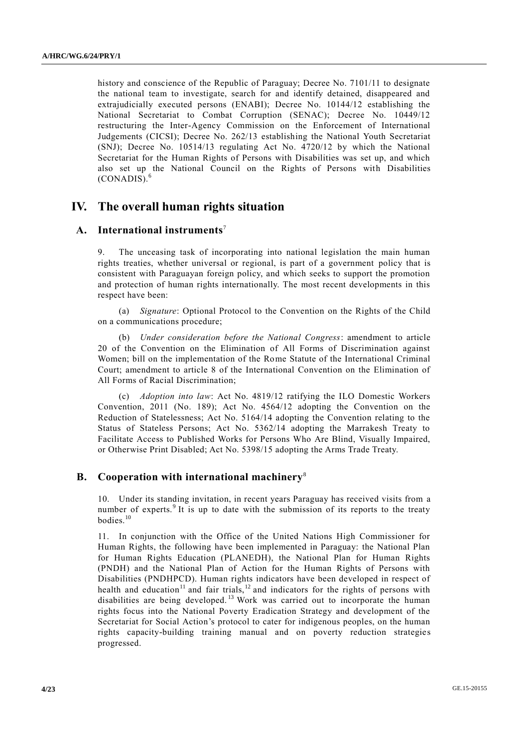history and conscience of the Republic of Paraguay; Decree No. 7101/11 to designate the national team to investigate, search for and identify detained, disappeared and extrajudicially executed persons (ENABI); Decree No. 10144/12 establishing the National Secretariat to Combat Corruption (SENAC); Decree No. 10449/12 restructuring the Inter-Agency Commission on the Enforcement of International Judgements (CICSI); Decree No. 262/13 establishing the National Youth Secretariat (SNJ); Decree No. 10514/13 regulating Act No. 4720/12 by which the National Secretariat for the Human Rights of Persons with Disabilities was set up, and which also set up the National Council on the Rights of Persons with Disabilities (CONADIS).[6]

# IV. The overall human rights situation

## A. International instruments[7]

9. The unceasing task of incorporating into national legislation the main human rights treaties, whether universal or regional, is part of a government policy that is consistent with Paraguayan foreign policy, and which seeks to support the promotion and protection of human rights internationally. The most recent developments in this respect have been:

(a) *Signature*: Optional Protocol to the Convention on the Rights of the Child on a communications procedure;

(b) *Under consideration before the National Congress*: amendment to article 20 of the Convention on the Elimination of All Forms of Discrimination against Women; bill on the implementation of the Rome Statute of the International Criminal Court; amendment to article 8 of the International Convention on the Elimination of All Forms of Racial Discrimination;

(c) *Adoption into law*: Act No. 4819/12 ratifying the ILO Domestic Workers Convention, 2011 (No. 189); Act No. 4564/12 adopting the Convention on the Reduction of Statelessness; Act No. 5164/14 adopting the Convention relating to the Status of Stateless Persons; Act No. 5362/14 adopting the Marrakesh Treaty to Facilitate Access to Published Works for Persons Who Are Blind, Visually Impaired, or Otherwise Print Disabled; Act No. 5398/15 adopting the Arms Trade Treaty.

## B. Cooperation with international machinery[8]

10. Under its standing invitation, in recent years Paraguay has received visits from a number of experts.[9] It is up to date with the submission of its reports to the treaty bodies.[10]

11. In conjunction with the Office of the United Nations High Commissioner for Human Rights, the following have been implemented in Paraguay: the National Plan for Human Rights Education (PLANEDH), the National Plan for Human Rights (PNDH) and the National Plan of Action for the Human Rights of Persons with Disabilities (PNDHPCD). Human rights indicators have been developed in respect of health and education[11] and fair trials,[12] and indicators for the rights of persons with disabilities are being developed.[13] Work was carried out to incorporate the human rights focus into the National Poverty Eradication Strategy and development of the Secretariat for Social Action's protocol to cater for indigenous peoples, on the human rights capacity-building training manual and on poverty reduction strategies progressed.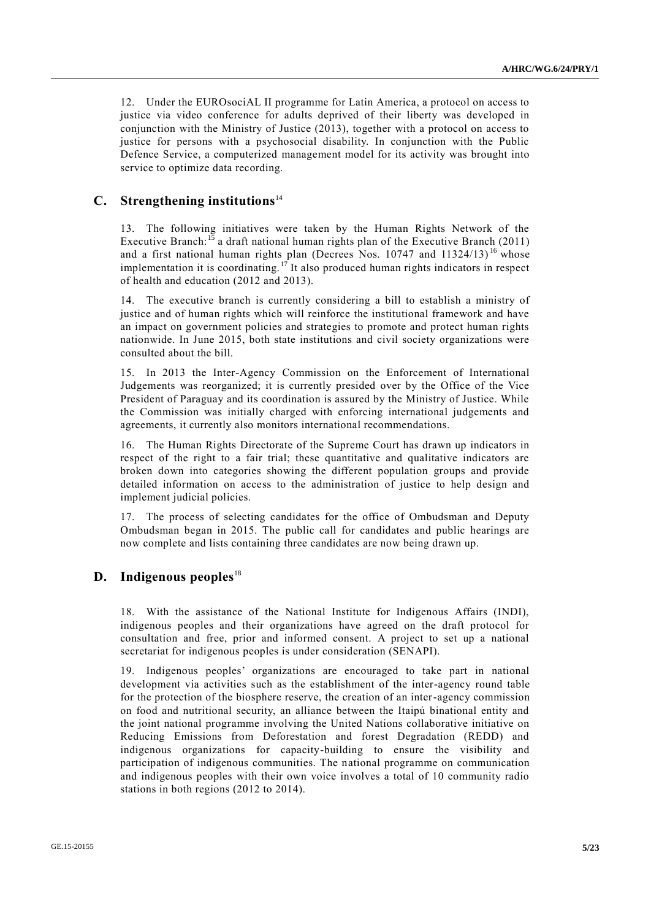12. Under the EUROsociAL II programme for Latin America, a protocol on access to justice via video conference for adults deprived of their liberty was developed in conjunction with the Ministry of Justice (2013), together with a protocol on access to justice for persons with a psychosocial disability. In conjunction with the Public Defence Service, a computerized management model for its activity was brought into service to optimize data recording.

## C. Strengthening institutions[14]

13. The following initiatives were taken by the Human Rights Network of the Executive Branch:[15] a draft national human rights plan of the Executive Branch (2011) and a first national human rights plan (Decrees Nos. 10747 and 11324/13)[16] whose implementation it is coordinating.[17] It also produced human rights indicators in respect of health and education (2012 and 2013).

14. The executive branch is currently considering a bill to establish a ministry of justice and of human rights which will reinforce the institutional framework and have an impact on government policies and strategies to promote and protect human rights nationwide. In June 2015, both state institutions and civil society organizations were consulted about the bill.

15. In 2013 the Inter-Agency Commission on the Enforcement of International Judgements was reorganized; it is currently presided over by the Office of the Vice President of Paraguay and its coordination is assured by the Ministry of Justice. While the Commission was initially charged with enforcing international judgements and agreements, it currently also monitors international recommendations.

16. The Human Rights Directorate of the Supreme Court has drawn up indicators in respect of the right to a fair trial; these quantitative and qualitative indicators are broken down into categories showing the different population groups and provide detailed information on access to the administration of justice to help design and implement judicial policies.

17. The process of selecting candidates for the office of Ombudsman and Deputy Ombudsman began in 2015. The public call for candidates and public hearings are now complete and lists containing three candidates are now being drawn up.

## D. Indigenous peoples[18]

18. With the assistance of the National Institute for Indigenous Affairs (INDI), indigenous peoples and their organizations have agreed on the draft protocol for consultation and free, prior and informed consent. A project to set up a national secretariat for indigenous peoples is under consideration (SENAPI).

19. Indigenous peoples' organizations are encouraged to take part in national development via activities such as the establishment of the inter-agency round table for the protection of the biosphere reserve, the creation of an inter-agency commission on food and nutritional security, an alliance between the Itaipú binational entity and the joint national programme involving the United Nations collaborative initiative on Reducing Emissions from Deforestation and forest Degradation (REDD) and indigenous organizations for capacity-building to ensure the visibility and participation of indigenous communities. The national programme on communication and indigenous peoples with their own voice involves a total of 10 community radio stations in both regions (2012 to 2014).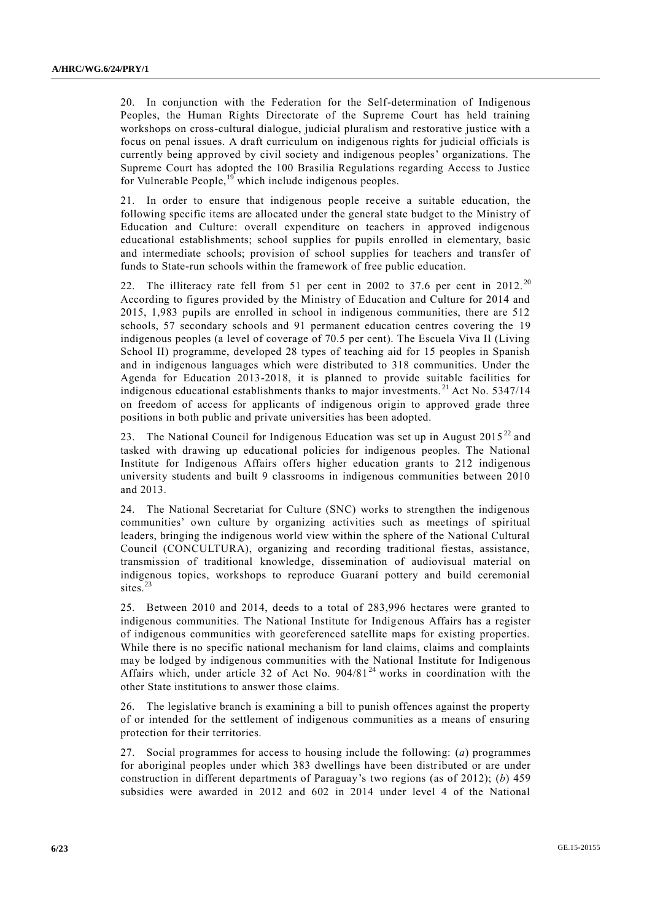20. In conjunction with the Federation for the Self-determination of Indigenous Peoples, the Human Rights Directorate of the Supreme Court has held training workshops on cross-cultural dialogue, judicial pluralism and restorative justice with a focus on penal issues. A draft curriculum on indigenous rights for judicial officials is currently being approved by civil society and indigenous peoples' organizations. The Supreme Court has adopted the 100 Brasilia Regulations regarding Access to Justice for Vulnerable People,[19] which include indigenous peoples.

21. In order to ensure that indigenous people receive a suitable education, the following specific items are allocated under the general state budget to the Ministry of Education and Culture: overall expenditure on teachers in approved indigenous educational establishments; school supplies for pupils enrolled in elementary, basic and intermediate schools; provision of school supplies for teachers and transfer of funds to State-run schools within the framework of free public education.

22. The illiteracy rate fell from 51 per cent in 2002 to 37.6 per cent in 2012.[20] According to figures provided by the Ministry of Education and Culture for 2014 and 2015, 1,983 pupils are enrolled in school in indigenous communities, there are 512 schools, 57 secondary schools and 91 permanent education centres covering the 19 indigenous peoples (a level of coverage of 70.5 per cent). The Escuela Viva II (Living School II) programme, developed 28 types of teaching aid for 15 peoples in Spanish and in indigenous languages which were distributed to 318 communities. Under the Agenda for Education 2013-2018, it is planned to provide suitable facilities for indigenous educational establishments thanks to major investments.[21] Act No. 5347/14 on freedom of access for applicants of indigenous origin to approved grade three positions in both public and private universities has been adopted.

23. The National Council for Indigenous Education was set up in August 2015[22] and tasked with drawing up educational policies for indigenous peoples. The National Institute for Indigenous Affairs offers higher education grants to 212 indigenous university students and built 9 classrooms in indigenous communities between 2010 and 2013.

24. The National Secretariat for Culture (SNC) works to strengthen the indigenous communities' own culture by organizing activities such as meetings of spiritual leaders, bringing the indigenous world view within the sphere of the National Cultural Council (CONCULTURA), organizing and recording traditional fiestas, assistance, transmission of traditional knowledge, dissemination of audiovisual material on indigenous topics, workshops to reproduce Guaraní pottery and build ceremonial sites.[23]

25. Between 2010 and 2014, deeds to a total of 283,996 hectares were granted to indigenous communities. The National Institute for Indigenous Affairs has a register of indigenous communities with georeferenced satellite maps for existing properties. While there is no specific national mechanism for land claims, claims and complaints may be lodged by indigenous communities with the National Institute for Indigenous Affairs which, under article 32 of Act No. 904/81[24] works in coordination with the other State institutions to answer those claims.

26. The legislative branch is examining a bill to punish offences against the property of or intended for the settlement of indigenous communities as a means of ensuring protection for their territories.

27. Social programmes for access to housing include the following: (*a*) programmes for aboriginal peoples under which 383 dwellings have been distributed or are under construction in different departments of Paraguay's two regions (as of 2012); (*b*) 459 subsidies were awarded in 2012 and 602 in 2014 under level 4 of the National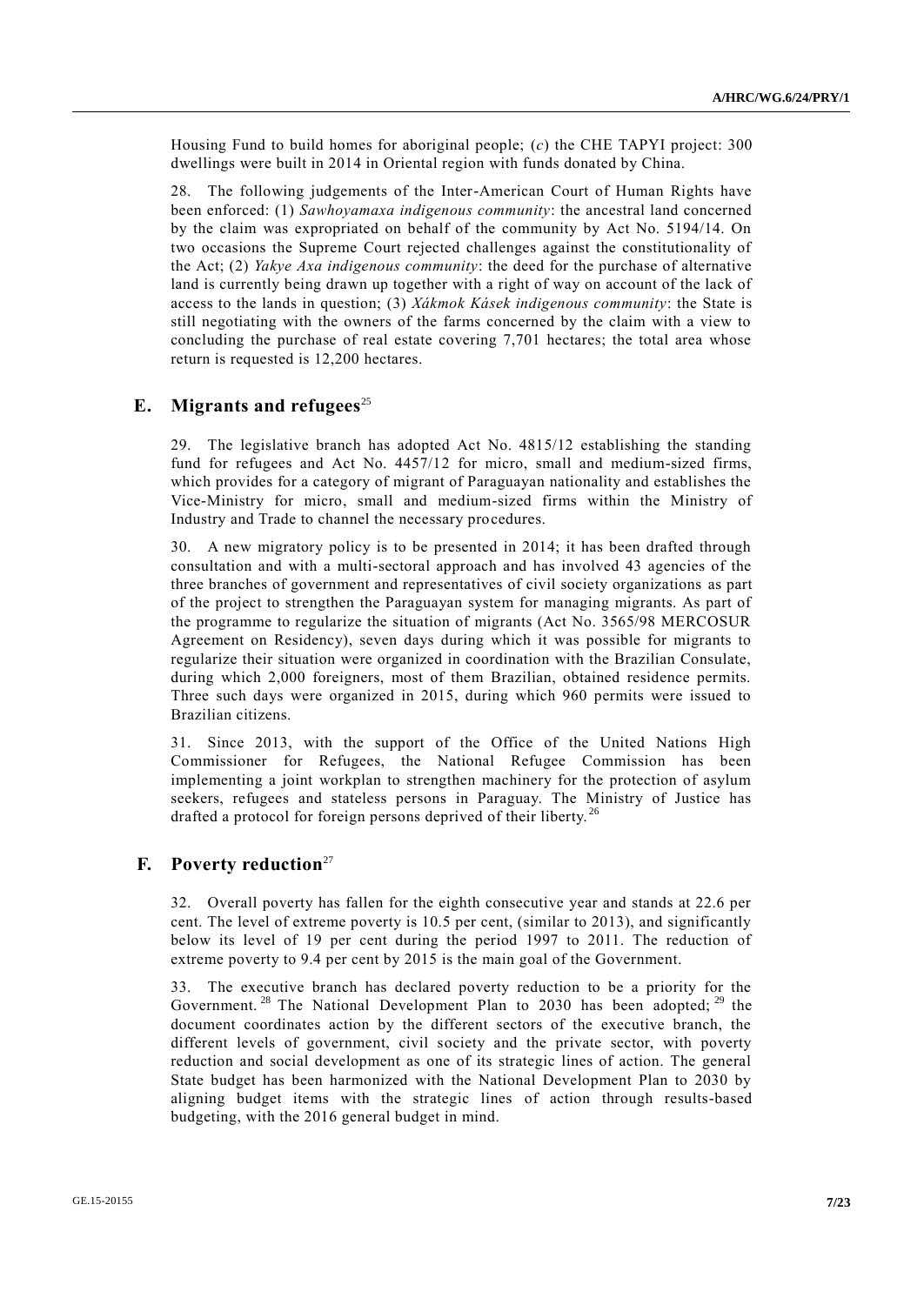Housing Fund to build homes for aboriginal people; (*c*) the CHE TAPYI project: 300 dwellings were built in 2014 in Oriental region with funds donated by China.

28. The following judgements of the Inter-American Court of Human Rights have been enforced: (1) *Sawhoyamaxa indigenous community*: the ancestral land concerned by the claim was expropriated on behalf of the community by Act No. 5194/14. On two occasions the Supreme Court rejected challenges against the constitutionality of the Act; (2) *Yakye Axa indigenous community*: the deed for the purchase of alternative land is currently being drawn up together with a right of way on account of the lack of access to the lands in question; (3) *Xákmok Kásek indigenous community*: the State is still negotiating with the owners of the farms concerned by the claim with a view to concluding the purchase of real estate covering 7,701 hectares; the total area whose return is requested is 12,200 hectares.

## E. Migrants and refugees[25]

29. The legislative branch has adopted Act No. 4815/12 establishing the standing fund for refugees and Act No. 4457/12 for micro, small and medium-sized firms, which provides for a category of migrant of Paraguayan nationality and establishes the Vice-Ministry for micro, small and medium-sized firms within the Ministry of Industry and Trade to channel the necessary procedures.

30. A new migratory policy is to be presented in 2014; it has been drafted through consultation and with a multi-sectoral approach and has involved 43 agencies of the three branches of government and representatives of civil society organizations as part of the project to strengthen the Paraguayan system for managing migrants. As part of the programme to regularize the situation of migrants (Act No. 3565/98 MERCOSUR Agreement on Residency), seven days during which it was possible for migrants to regularize their situation were organized in coordination with the Brazilian Consulate, during which 2,000 foreigners, most of them Brazilian, obtained residence permits. Three such days were organized in 2015, during which 960 permits were issued to Brazilian citizens.

31. Since 2013, with the support of the Office of the United Nations High Commissioner for Refugees, the National Refugee Commission has been implementing a joint workplan to strengthen machinery for the protection of asylum seekers, refugees and stateless persons in Paraguay. The Ministry of Justice has drafted a protocol for foreign persons deprived of their liberty.[26]

## F. Poverty reduction[27]

32. Overall poverty has fallen for the eighth consecutive year and stands at 22.6 per cent. The level of extreme poverty is 10.5 per cent, (similar to 2013), and significantly below its level of 19 per cent during the period 1997 to 2011. The reduction of extreme poverty to 9.4 per cent by 2015 is the main goal of the Government.

33. The executive branch has declared poverty reduction to be a priority for the Government.[28] The National Development Plan to 2030 has been adopted;[29] the document coordinates action by the different sectors of the executive branch, the different levels of government, civil society and the private sector, with poverty reduction and social development as one of its strategic lines of action. The general State budget has been harmonized with the National Development Plan to 2030 by aligning budget items with the strategic lines of action through results-based budgeting, with the 2016 general budget in mind.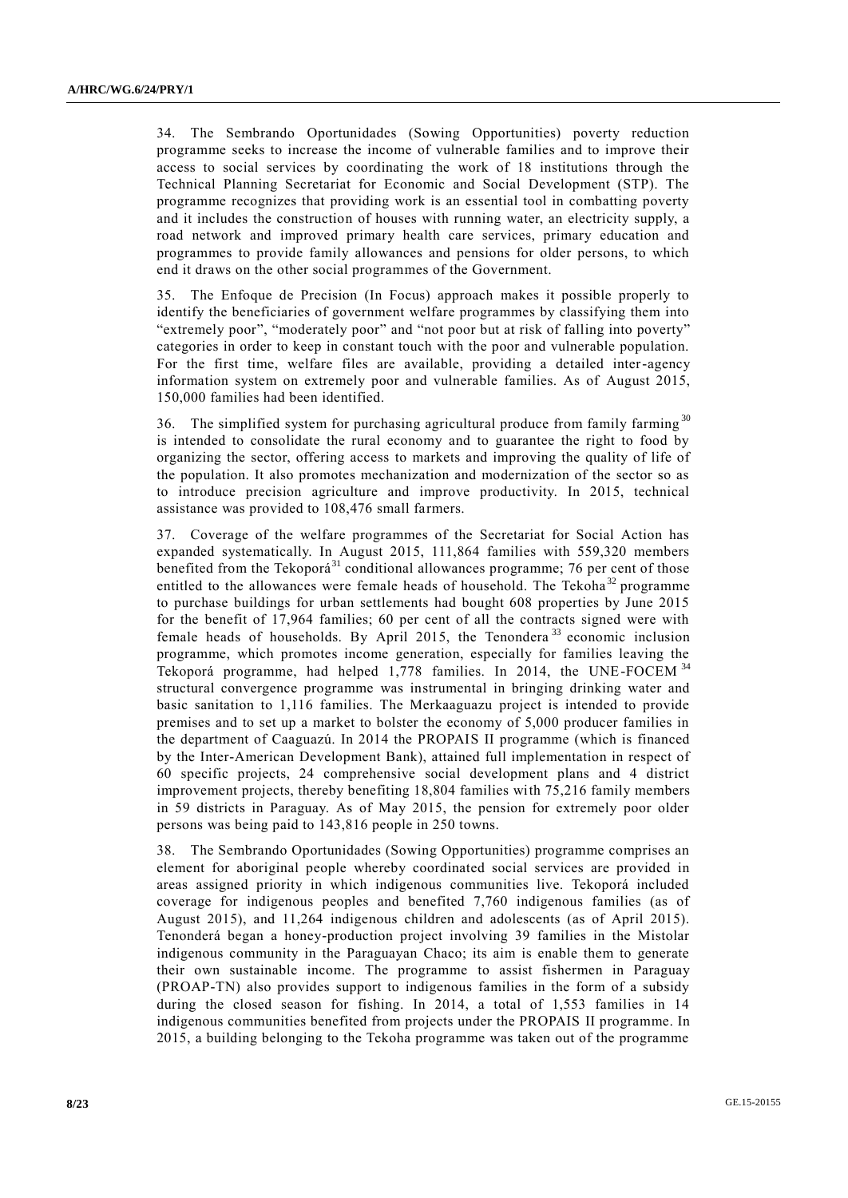34. The Sembrando Oportunidades (Sowing Opportunities) poverty reduction programme seeks to increase the income of vulnerable families and to improve their access to social services by coordinating the work of 18 institutions through the Technical Planning Secretariat for Economic and Social Development (STP). The programme recognizes that providing work is an essential tool in combatting poverty and it includes the construction of houses with running water, an electricity supply, a road network and improved primary health care services, primary education and programmes to provide family allowances and pensions for older persons, to which end it draws on the other social programmes of the Government.

35. The Enfoque de Precision (In Focus) approach makes it possible properly to identify the beneficiaries of government welfare programmes by classifying them into "extremely poor", "moderately poor" and "not poor but at risk of falling into poverty" categories in order to keep in constant touch with the poor and vulnerable population. For the first time, welfare files are available, providing a detailed inter-agency information system on extremely poor and vulnerable families. As of August 2015, 150,000 families had been identified.

36. The simplified system for purchasing agricultural produce from family farming[30] is intended to consolidate the rural economy and to guarantee the right to food by organizing the sector, offering access to markets and improving the quality of life of the population. It also promotes mechanization and modernization of the sector so as to introduce precision agriculture and improve productivity. In 2015, technical assistance was provided to 108,476 small farmers.

37. Coverage of the welfare programmes of the Secretariat for Social Action has expanded systematically. In August 2015, 111,864 families with 559,320 members benefited from the Tekoporá[31] conditional allowances programme; 76 per cent of those entitled to the allowances were female heads of household. The Tekoha[32] programme to purchase buildings for urban settlements had bought 608 properties by June 2015 for the benefit of 17,964 families; 60 per cent of all the contracts signed were with female heads of households. By April 2015, the Tenondera[33] economic inclusion programme, which promotes income generation, especially for families leaving the Tekoporá programme, had helped 1,778 families. In 2014, the UNE-FOCEM[34] structural convergence programme was instrumental in bringing drinking water and basic sanitation to 1,116 families. The Merkaaguazu project is intended to provide premises and to set up a market to bolster the economy of 5,000 producer families in the department of Caaguazú. In 2014 the PROPAIS II programme (which is financed by the Inter-American Development Bank), attained full implementation in respect of 60 specific projects, 24 comprehensive social development plans and 4 district improvement projects, thereby benefiting 18,804 families with 75,216 family members in 59 districts in Paraguay. As of May 2015, the pension for extremely poor older persons was being paid to 143,816 people in 250 towns.

38. The Sembrando Oportunidades (Sowing Opportunities) programme comprises an element for aboriginal people whereby coordinated social services are provided in areas assigned priority in which indigenous communities live. Tekoporá included coverage for indigenous peoples and benefited 7,760 indigenous families (as of August 2015), and 11,264 indigenous children and adolescents (as of April 2015). Tenonderá began a honey-production project involving 39 families in the Mistolar indigenous community in the Paraguayan Chaco; its aim is enable them to generate their own sustainable income. The programme to assist fishermen in Paraguay (PROAP-TN) also provides support to indigenous families in the form of a subsidy during the closed season for fishing. In 2014, a total of 1,553 families in 14 indigenous communities benefited from projects under the PROPAIS II programme. In 2015, a building belonging to the Tekoha programme was taken out of the programme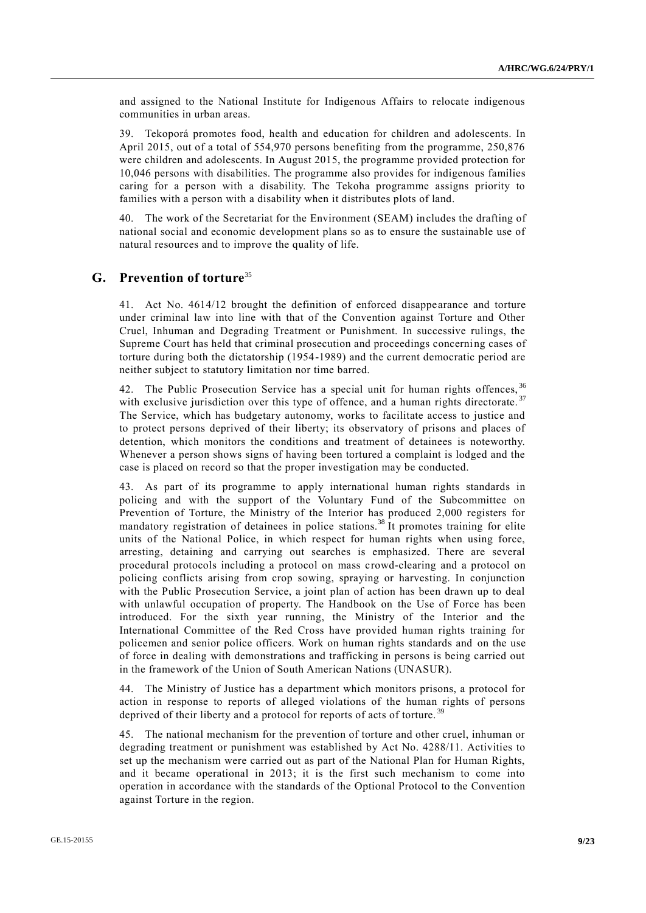and assigned to the National Institute for Indigenous Affairs to relocate indigenous communities in urban areas.

39. Tekoporá promotes food, health and education for children and adolescents. In April 2015, out of a total of 554,970 persons benefiting from the programme, 250,876 were children and adolescents. In August 2015, the programme provided protection for 10,046 persons with disabilities. The programme also provides for indigenous families caring for a person with a disability. The Tekoha programme assigns priority to families with a person with a disability when it distributes plots of land.

40. The work of the Secretariat for the Environment (SEAM) includes the drafting of national social and economic development plans so as to ensure the sustainable use of natural resources and to improve the quality of life.

## G. Prevention of torture[35]

41. Act No. 4614/12 brought the definition of enforced disappearance and torture under criminal law into line with that of the Convention against Torture and Other Cruel, Inhuman and Degrading Treatment or Punishment. In successive rulings, the Supreme Court has held that criminal prosecution and proceedings concerning cases of torture during both the dictatorship (1954-1989) and the current democratic period are neither subject to statutory limitation nor time barred.

42. The Public Prosecution Service has a special unit for human rights offences,[36] with exclusive jurisdiction over this type of offence, and a human rights directorate.[37] The Service, which has budgetary autonomy, works to facilitate access to justice and to protect persons deprived of their liberty; its observatory of prisons and places of detention, which monitors the conditions and treatment of detainees is noteworthy. Whenever a person shows signs of having been tortured a complaint is lodged and the case is placed on record so that the proper investigation may be conducted.

43. As part of its programme to apply international human rights standards in policing and with the support of the Voluntary Fund of the Subcommittee on Prevention of Torture, the Ministry of the Interior has produced 2,000 registers for mandatory registration of detainees in police stations.[38] It promotes training for elite units of the National Police, in which respect for human rights when using force, arresting, detaining and carrying out searches is emphasized. There are several procedural protocols including a protocol on mass crowd-clearing and a protocol on policing conflicts arising from crop sowing, spraying or harvesting. In conjunction with the Public Prosecution Service, a joint plan of action has been drawn up to deal with unlawful occupation of property. The Handbook on the Use of Force has been introduced. For the sixth year running, the Ministry of the Interior and the International Committee of the Red Cross have provided human rights training for policemen and senior police officers. Work on human rights standards and on the use of force in dealing with demonstrations and trafficking in persons is being carried out in the framework of the Union of South American Nations (UNASUR).

44. The Ministry of Justice has a department which monitors prisons, a protocol for action in response to reports of alleged violations of the human rights of persons deprived of their liberty and a protocol for reports of acts of torture.[39]

45. The national mechanism for the prevention of torture and other cruel, inhuman or degrading treatment or punishment was established by Act No. 4288/11. Activities to set up the mechanism were carried out as part of the National Plan for Human Rights, and it became operational in 2013; it is the first such mechanism to come into operation in accordance with the standards of the Optional Protocol to the Convention against Torture in the region.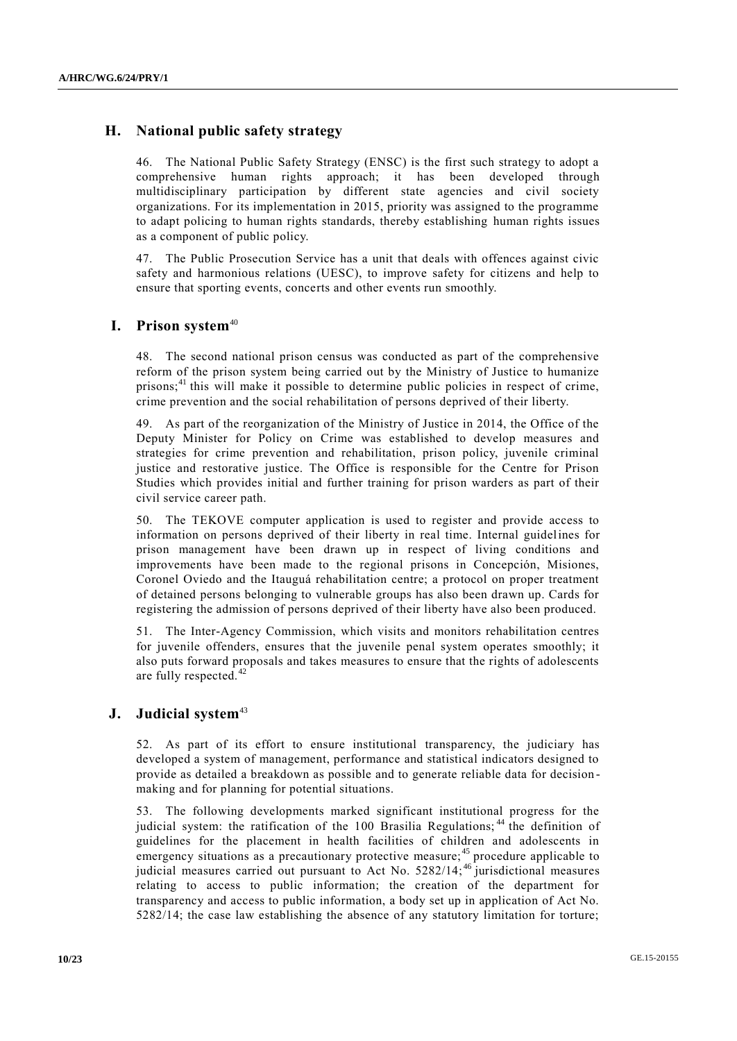## H. National public safety strategy

46. The National Public Safety Strategy (ENSC) is the first such strategy to adopt a comprehensive human rights approach; it has been developed through multidisciplinary participation by different state agencies and civil society organizations. For its implementation in 2015, priority was assigned to the programme to adapt policing to human rights standards, thereby establishing human rights issues as a component of public policy.

47. The Public Prosecution Service has a unit that deals with offences against civic safety and harmonious relations (UESC), to improve safety for citizens and help to ensure that sporting events, concerts and other events run smoothly.

## I. Prison system[40]

48. The second national prison census was conducted as part of the comprehensive reform of the prison system being carried out by the Ministry of Justice to humanize prisons;[41] this will make it possible to determine public policies in respect of crime, crime prevention and the social rehabilitation of persons deprived of their liberty.

49. As part of the reorganization of the Ministry of Justice in 2014, the Office of the Deputy Minister for Policy on Crime was established to develop measures and strategies for crime prevention and rehabilitation, prison policy, juvenile criminal justice and restorative justice. The Office is responsible for the Centre for Prison Studies which provides initial and further training for prison warders as part of their civil service career path.

50. The TEKOVE computer application is used to register and provide access to information on persons deprived of their liberty in real time. Internal guidelines for prison management have been drawn up in respect of living conditions and improvements have been made to the regional prisons in Concepción, Misiones, Coronel Oviedo and the Itauguá rehabilitation centre; a protocol on proper treatment of detained persons belonging to vulnerable groups has also been drawn up. Cards for registering the admission of persons deprived of their liberty have also been produced.

51. The Inter-Agency Commission, which visits and monitors rehabilitation centres for juvenile offenders, ensures that the juvenile penal system operates smoothly; it also puts forward proposals and takes measures to ensure that the rights of adolescents are fully respected.[42]

## J. Judicial system[43]

52. As part of its effort to ensure institutional transparency, the judiciary has developed a system of management, performance and statistical indicators designed to provide as detailed a breakdown as possible and to generate reliable data for decision-making and for planning for potential situations.

53. The following developments marked significant institutional progress for the judicial system: the ratification of the 100 Brasilia Regulations;[44] the definition of guidelines for the placement in health facilities of children and adolescents in emergency situations as a precautionary protective measure;[45] procedure applicable to judicial measures carried out pursuant to Act No. 5282/14;[46] jurisdictional measures relating to access to public information; the creation of the department for transparency and access to public information, a body set up in application of Act No. 5282/14; the case law establishing the absence of any statutory limitation for torture;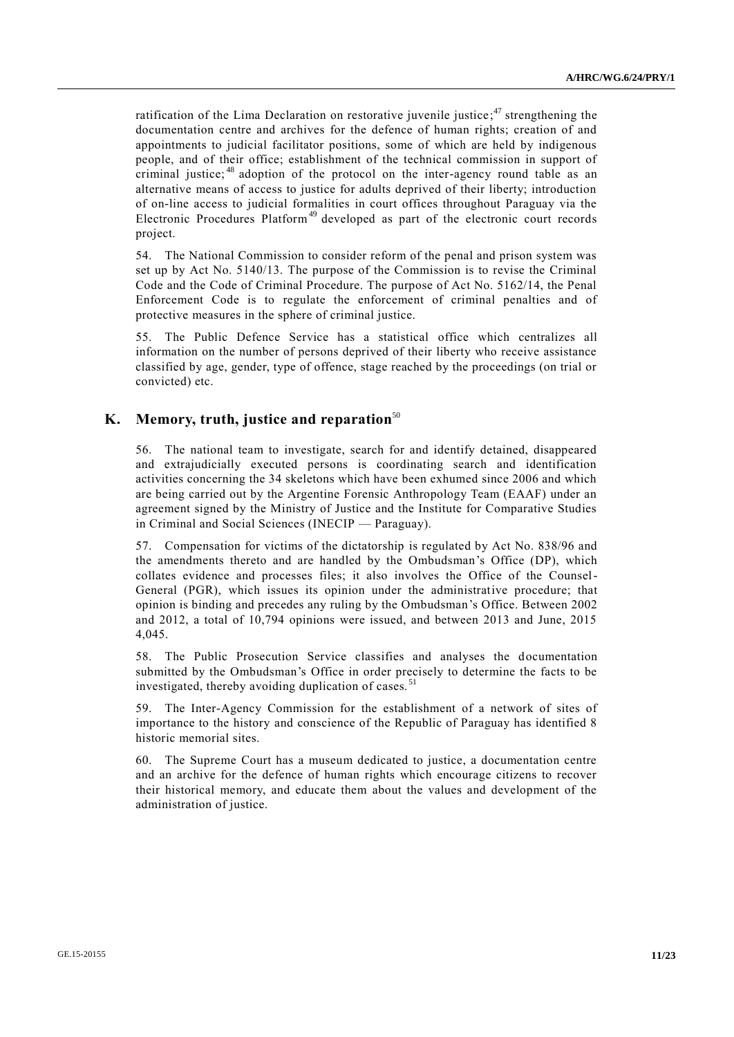ratification of the Lima Declaration on restorative juvenile justice;[47] strengthening the documentation centre and archives for the defence of human rights; creation of and appointments to judicial facilitator positions, some of which are held by indigenous people, and of their office; establishment of the technical commission in support of criminal justice;[48] adoption of the protocol on the inter-agency round table as an alternative means of access to justice for adults deprived of their liberty; introduction of on-line access to judicial formalities in court offices throughout Paraguay via the Electronic Procedures Platform[49] developed as part of the electronic court records project.

54. The National Commission to consider reform of the penal and prison system was set up by Act No. 5140/13. The purpose of the Commission is to revise the Criminal Code and the Code of Criminal Procedure. The purpose of Act No. 5162/14, the Penal Enforcement Code is to regulate the enforcement of criminal penalties and of protective measures in the sphere of criminal justice.

55. The Public Defence Service has a statistical office which centralizes all information on the number of persons deprived of their liberty who receive assistance classified by age, gender, type of offence, stage reached by the proceedings (on trial or convicted) etc.

## K. Memory, truth, justice and reparation[50]

56. The national team to investigate, search for and identify detained, disappeared and extrajudicially executed persons is coordinating search and identification activities concerning the 34 skeletons which have been exhumed since 2006 and which are being carried out by the Argentine Forensic Anthropology Team (EAAF) under an agreement signed by the Ministry of Justice and the Institute for Comparative Studies in Criminal and Social Sciences (INECIP — Paraguay).

57. Compensation for victims of the dictatorship is regulated by Act No. 838/96 and the amendments thereto and are handled by the Ombudsman's Office (DP), which collates evidence and processes files; it also involves the Office of the Counsel-General (PGR), which issues its opinion under the administrative procedure; that opinion is binding and precedes any ruling by the Ombudsman's Office. Between 2002 and 2012, a total of 10,794 opinions were issued, and between 2013 and June, 2015 4,045.

58. The Public Prosecution Service classifies and analyses the documentation submitted by the Ombudsman's Office in order precisely to determine the facts to be investigated, thereby avoiding duplication of cases.[51]

59. The Inter-Agency Commission for the establishment of a network of sites of importance to the history and conscience of the Republic of Paraguay has identified 8 historic memorial sites.

60. The Supreme Court has a museum dedicated to justice, a documentation centre and an archive for the defence of human rights which encourage citizens to recover their historical memory, and educate them about the values and development of the administration of justice.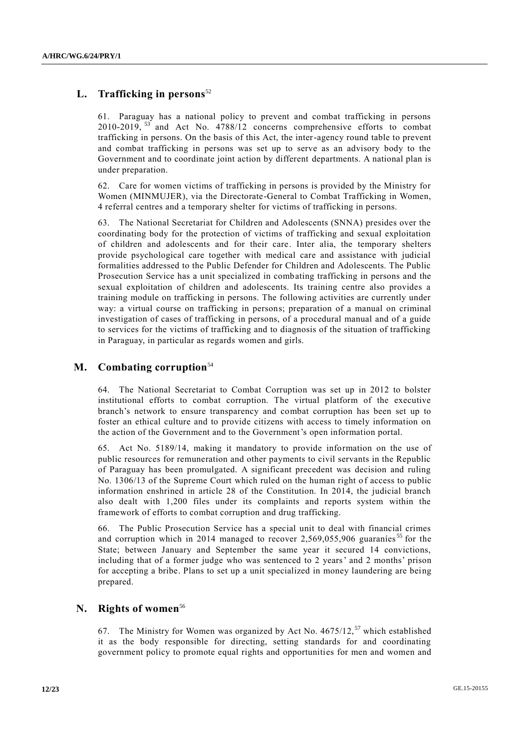## L. Trafficking in persons[52]

61. Paraguay has a national policy to prevent and combat trafficking in persons 2010-2019, [53] and Act No. 4788/12 concerns comprehensive efforts to combat trafficking in persons. On the basis of this Act, the inter-agency round table to prevent and combat trafficking in persons was set up to serve as an advisory body to the Government and to coordinate joint action by different departments. A national plan is under preparation.

62. Care for women victims of trafficking in persons is provided by the Ministry for Women (MINMUJER), via the Directorate-General to Combat Trafficking in Women, 4 referral centres and a temporary shelter for victims of trafficking in persons.

63. The National Secretariat for Children and Adolescents (SNNA) presides over the coordinating body for the protection of victims of trafficking and sexual exploitation of children and adolescents and for their care. Inter alia, the temporary shelters provide psychological care together with medical care and assistance with judicial formalities addressed to the Public Defender for Children and Adolescents. The Public Prosecution Service has a unit specialized in combating trafficking in persons and the sexual exploitation of children and adolescents. Its training centre also provides a training module on trafficking in persons. The following activities are currently under way: a virtual course on trafficking in persons; preparation of a manual on criminal investigation of cases of trafficking in persons, of a procedural manual and of a guide to services for the victims of trafficking and to diagnosis of the situation of trafficking in Paraguay, in particular as regards women and girls.

## M. Combating corruption[54]

64. The National Secretariat to Combat Corruption was set up in 2012 to bolster institutional efforts to combat corruption. The virtual platform of the executive branch's network to ensure transparency and combat corruption has been set up to foster an ethical culture and to provide citizens with access to timely information on the action of the Government and to the Government's open information portal.

65. Act No. 5189/14, making it mandatory to provide information on the use of public resources for remuneration and other payments to civil servants in the Republic of Paraguay has been promulgated. A significant precedent was decision and ruling No. 1306/13 of the Supreme Court which ruled on the human right of access to public information enshrined in article 28 of the Constitution. In 2014, the judicial branch also dealt with 1,200 files under its complaints and reports system within the framework of efforts to combat corruption and drug trafficking.

66. The Public Prosecution Service has a special unit to deal with financial crimes and corruption which in 2014 managed to recover 2,569,055,906 guaraníes[55] for the State; between January and September the same year it secured 14 convictions, including that of a former judge who was sentenced to 2 years' and 2 months' prison for accepting a bribe. Plans to set up a unit specialized in money laundering are being prepared.

## N. Rights of women[56]

67. The Ministry for Women was organized by Act No. 4675/12, [57] which established it as the body responsible for directing, setting standards for and coordinating government policy to promote equal rights and opportunities for men and women and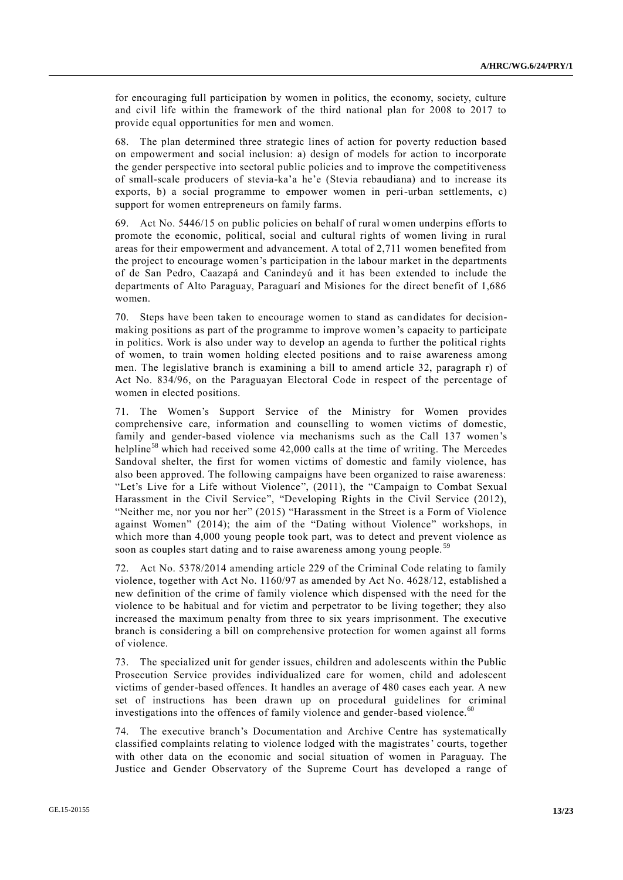for encouraging full participation by women in politics, the economy, society, culture and civil life within the framework of the third national plan for 2008 to 2017 to provide equal opportunities for men and women.

68. The plan determined three strategic lines of action for poverty reduction based on empowerment and social inclusion: a) design of models for action to incorporate the gender perspective into sectoral public policies and to improve the competitiveness of small-scale producers of stevia-ka'a he'e (Stevia rebaudiana) and to increase its exports, b) a social programme to empower women in peri-urban settlements, c) support for women entrepreneurs on family farms.

69. Act No. 5446/15 on public policies on behalf of rural women underpins efforts to promote the economic, political, social and cultural rights of women living in rural areas for their empowerment and advancement. A total of 2,711 women benefited from the project to encourage women's participation in the labour market in the departments of de San Pedro, Caazapá and Canindeyú and it has been extended to include the departments of Alto Paraguay, Paraguarí and Misiones for the direct benefit of 1,686 women.

70. Steps have been taken to encourage women to stand as candidates for decision-making positions as part of the programme to improve women's capacity to participate in politics. Work is also under way to develop an agenda to further the political rights of women, to train women holding elected positions and to raise awareness among men. The legislative branch is examining a bill to amend article 32, paragraph r) of Act No. 834/96, on the Paraguayan Electoral Code in respect of the percentage of women in elected positions.

71. The Women's Support Service of the Ministry for Women provides comprehensive care, information and counselling to women victims of domestic, family and gender-based violence via mechanisms such as the Call 137 women's helpline[58] which had received some 42,000 calls at the time of writing. The Mercedes Sandoval shelter, the first for women victims of domestic and family violence, has also been approved. The following campaigns have been organized to raise awareness: "Let's Live for a Life without Violence", (2011), the "Campaign to Combat Sexual Harassment in the Civil Service", "Developing Rights in the Civil Service (2012), "Neither me, nor you nor her" (2015) "Harassment in the Street is a Form of Violence against Women" (2014); the aim of the "Dating without Violence" workshops, in which more than 4,000 young people took part, was to detect and prevent violence as soon as couples start dating and to raise awareness among young people.[59]

72. Act No. 5378/2014 amending article 229 of the Criminal Code relating to family violence, together with Act No. 1160/97 as amended by Act No. 4628/12, established a new definition of the crime of family violence which dispensed with the need for the violence to be habitual and for victim and perpetrator to be living together; they also increased the maximum penalty from three to six years imprisonment. The executive branch is considering a bill on comprehensive protection for women against all forms of violence.

73. The specialized unit for gender issues, children and adolescents within the Public Prosecution Service provides individualized care for women, child and adolescent victims of gender-based offences. It handles an average of 480 cases each year. A new set of instructions has been drawn up on procedural guidelines for criminal investigations into the offences of family violence and gender-based violence.[60]

74. The executive branch's Documentation and Archive Centre has systematically classified complaints relating to violence lodged with the magistrates' courts, together with other data on the economic and social situation of women in Paraguay. The Justice and Gender Observatory of the Supreme Court has developed a range of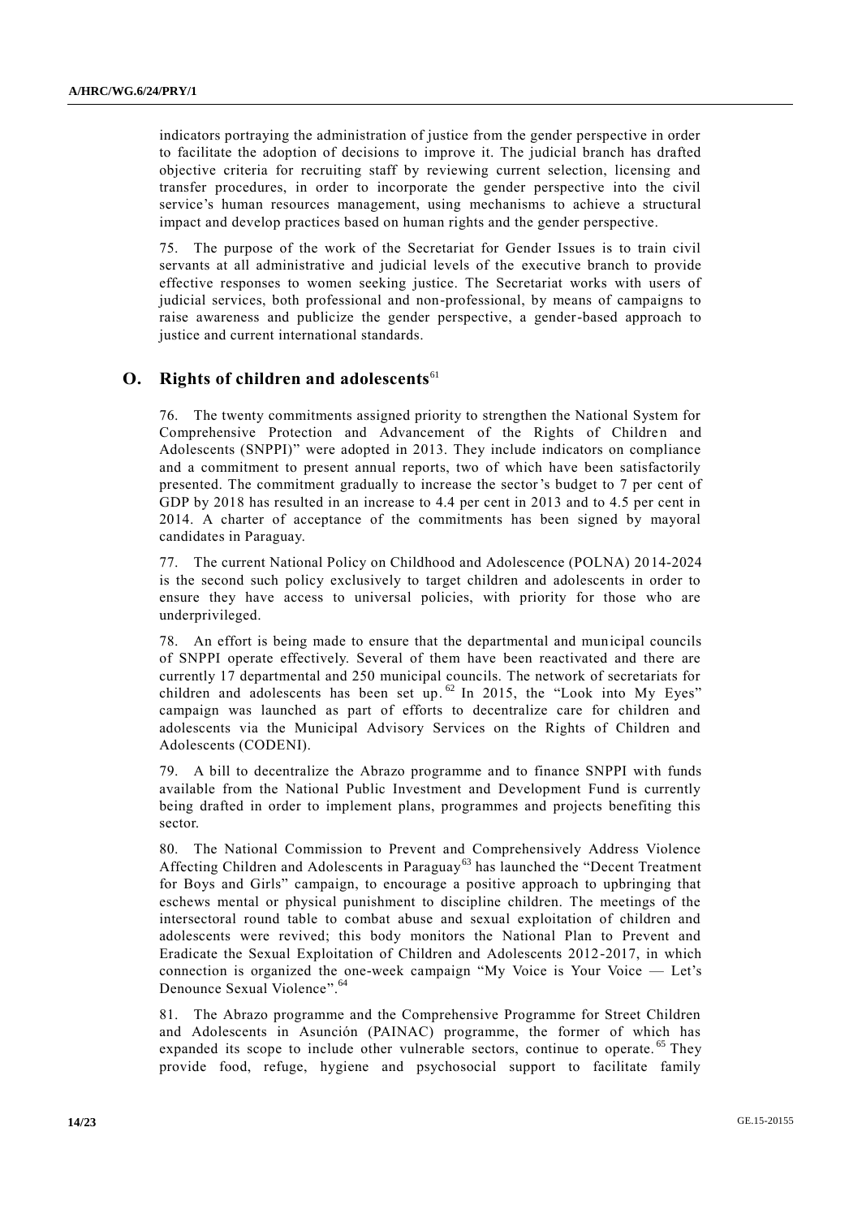indicators portraying the administration of justice from the gender perspective in order to facilitate the adoption of decisions to improve it. The judicial branch has drafted objective criteria for recruiting staff by reviewing current selection, licensing and transfer procedures, in order to incorporate the gender perspective into the civil service's human resources management, using mechanisms to achieve a structural impact and develop practices based on human rights and the gender perspective.

75. The purpose of the work of the Secretariat for Gender Issues is to train civil servants at all administrative and judicial levels of the executive branch to provide effective responses to women seeking justice. The Secretariat works with users of judicial services, both professional and non-professional, by means of campaigns to raise awareness and publicize the gender perspective, a gender-based approach to justice and current international standards.

## O. Rights of children and adolescents[61]

76. The twenty commitments assigned priority to strengthen the National System for Comprehensive Protection and Advancement of the Rights of Children and Adolescents (SNPPI)" were adopted in 2013. They include indicators on compliance and a commitment to present annual reports, two of which have been satisfactorily presented. The commitment gradually to increase the sector's budget to 7 per cent of GDP by 2018 has resulted in an increase to 4.4 per cent in 2013 and to 4.5 per cent in 2014. A charter of acceptance of the commitments has been signed by mayoral candidates in Paraguay.

77. The current National Policy on Childhood and Adolescence (POLNA) 2014-2024 is the second such policy exclusively to target children and adolescents in order to ensure they have access to universal policies, with priority for those who are underprivileged.

78. An effort is being made to ensure that the departmental and municipal councils of SNPPI operate effectively. Several of them have been reactivated and there are currently 17 departmental and 250 municipal councils. The network of secretariats for children and adolescents has been set up.[62] In 2015, the "Look into My Eyes" campaign was launched as part of efforts to decentralize care for children and adolescents via the Municipal Advisory Services on the Rights of Children and Adolescents (CODENI).

79. A bill to decentralize the Abrazo programme and to finance SNPPI with funds available from the National Public Investment and Development Fund is currently being drafted in order to implement plans, programmes and projects benefiting this sector.

80. The National Commission to Prevent and Comprehensively Address Violence Affecting Children and Adolescents in Paraguay[63] has launched the "Decent Treatment for Boys and Girls" campaign, to encourage a positive approach to upbringing that eschews mental or physical punishment to discipline children. The meetings of the intersectoral round table to combat abuse and sexual exploitation of children and adolescents were revived; this body monitors the National Plan to Prevent and Eradicate the Sexual Exploitation of Children and Adolescents 2012-2017, in which connection is organized the one-week campaign "My Voice is Your Voice — Let's Denounce Sexual Violence".[64]

81. The Abrazo programme and the Comprehensive Programme for Street Children and Adolescents in Asunción (PAINAC) programme, the former of which has expanded its scope to include other vulnerable sectors, continue to operate.[65] They provide food, refuge, hygiene and psychosocial support to facilitate family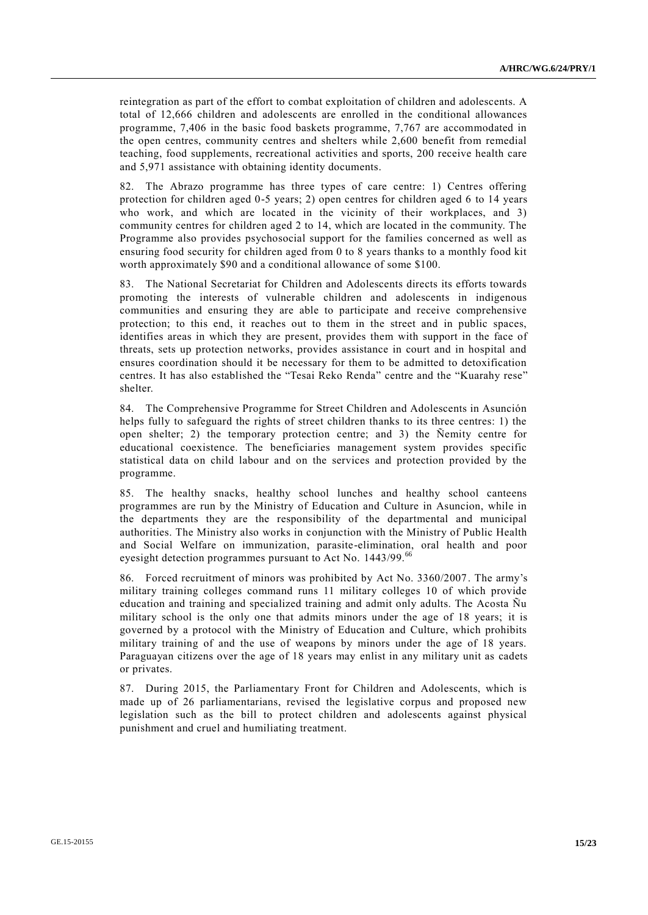reintegration as part of the effort to combat exploitation of children and adolescents. A total of 12,666 children and adolescents are enrolled in the conditional allowances programme, 7,406 in the basic food baskets programme, 7,767 are accommodated in the open centres, community centres and shelters while 2,600 benefit from remedial teaching, food supplements, recreational activities and sports, 200 receive health care and 5,971 assistance with obtaining identity documents.

82. The Abrazo programme has three types of care centre: 1) Centres offering protection for children aged 0-5 years; 2) open centres for children aged 6 to 14 years who work, and which are located in the vicinity of their workplaces, and 3) community centres for children aged 2 to 14, which are located in the community. The Programme also provides psychosocial support for the families concerned as well as ensuring food security for children aged from 0 to 8 years thanks to a monthly food kit worth approximately $90 and a conditional allowance of some $100.

83. The National Secretariat for Children and Adolescents directs its efforts towards promoting the interests of vulnerable children and adolescents in indigenous communities and ensuring they are able to participate and receive comprehensive protection; to this end, it reaches out to them in the street and in public spaces, identifies areas in which they are present, provides them with support in the face of threats, sets up protection networks, provides assistance in court and in hospital and ensures coordination should it be necessary for them to be admitted to detoxification centres. It has also established the "Tesai Reko Renda" centre and the "Kuarahy rese" shelter.

84. The Comprehensive Programme for Street Children and Adolescents in Asunción helps fully to safeguard the rights of street children thanks to its three centres: 1) the open shelter; 2) the temporary protection centre; and 3) the Ñemity centre for educational coexistence. The beneficiaries management system provides specific statistical data on child labour and on the services and protection provided by the programme.

85. The healthy snacks, healthy school lunches and healthy school canteens programmes are run by the Ministry of Education and Culture in Asuncion, while in the departments they are the responsibility of the departmental and municipal authorities. The Ministry also works in conjunction with the Ministry of Public Health and Social Welfare on immunization, parasite-elimination, oral health and poor eyesight detection programmes pursuant to Act No. 1443/99.[66]

86. Forced recruitment of minors was prohibited by Act No. 3360/2007. The army's military training colleges command runs 11 military colleges 10 of which provide education and training and specialized training and admit only adults. The Acosta Ñu military school is the only one that admits minors under the age of 18 years; it is governed by a protocol with the Ministry of Education and Culture, which prohibits military training of and the use of weapons by minors under the age of 18 years. Paraguayan citizens over the age of 18 years may enlist in any military unit as cadets or privates.

87. During 2015, the Parliamentary Front for Children and Adolescents, which is made up of 26 parliamentarians, revised the legislative corpus and proposed new legislation such as the bill to protect children and adolescents against physical punishment and cruel and humiliating treatment.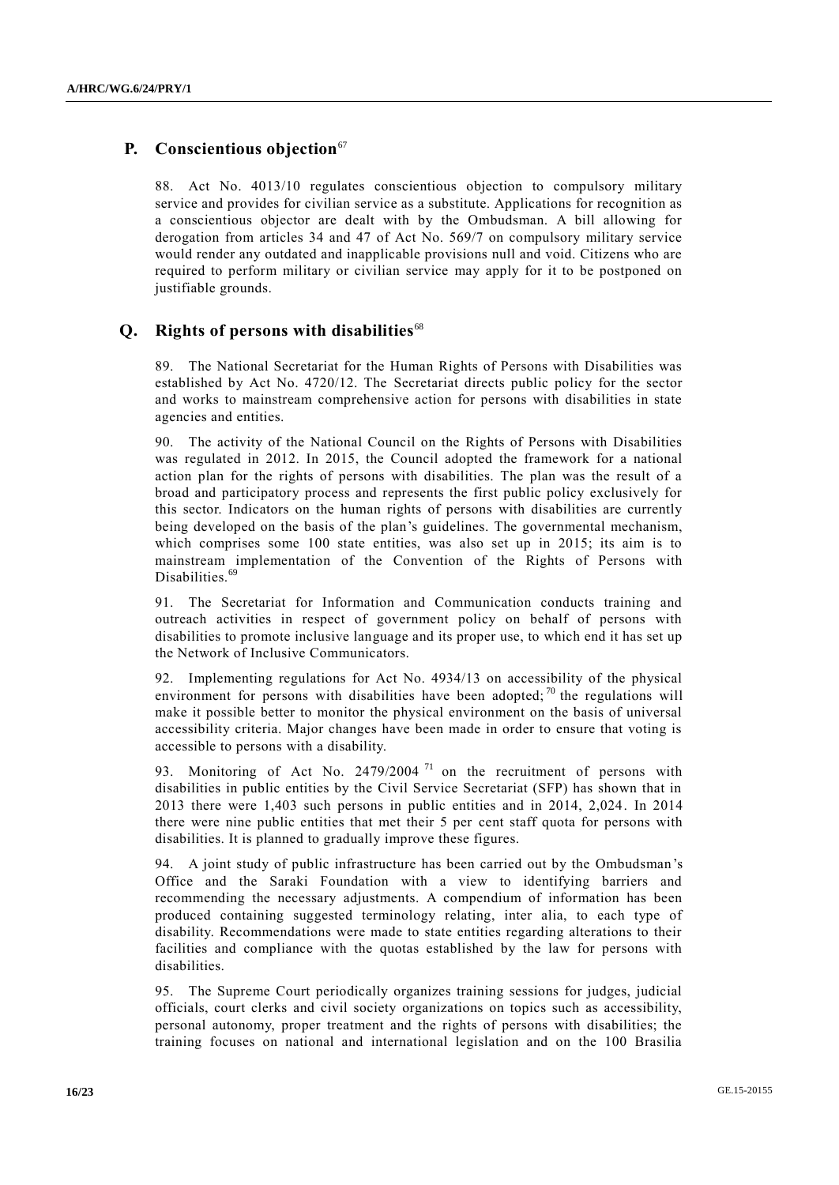## P. Conscientious objection[67]

88. Act No. 4013/10 regulates conscientious objection to compulsory military service and provides for civilian service as a substitute. Applications for recognition as a conscientious objector are dealt with by the Ombudsman. A bill allowing for derogation from articles 34 and 47 of Act No. 569/7 on compulsory military service would render any outdated and inapplicable provisions null and void. Citizens who are required to perform military or civilian service may apply for it to be postponed on justifiable grounds.

## Q. Rights of persons with disabilities[68]

89. The National Secretariat for the Human Rights of Persons with Disabilities was established by Act No. 4720/12. The Secretariat directs public policy for the sector and works to mainstream comprehensive action for persons with disabilities in state agencies and entities.

90. The activity of the National Council on the Rights of Persons with Disabilities was regulated in 2012. In 2015, the Council adopted the framework for a national action plan for the rights of persons with disabilities. The plan was the result of a broad and participatory process and represents the first public policy exclusively for this sector. Indicators on the human rights of persons with disabilities are currently being developed on the basis of the plan's guidelines. The governmental mechanism, which comprises some 100 state entities, was also set up in 2015; its aim is to mainstream implementation of the Convention of the Rights of Persons with Disabilities.[69]

91. The Secretariat for Information and Communication conducts training and outreach activities in respect of government policy on behalf of persons with disabilities to promote inclusive language and its proper use, to which end it has set up the Network of Inclusive Communicators.

92. Implementing regulations for Act No. 4934/13 on accessibility of the physical environment for persons with disabilities have been adopted;[70] the regulations will make it possible better to monitor the physical environment on the basis of universal accessibility criteria. Major changes have been made in order to ensure that voting is accessible to persons with a disability.

93. Monitoring of Act No. 2479/2004[71] on the recruitment of persons with disabilities in public entities by the Civil Service Secretariat (SFP) has shown that in 2013 there were 1,403 such persons in public entities and in 2014, 2,024. In 2014 there were nine public entities that met their 5 per cent staff quota for persons with disabilities. It is planned to gradually improve these figures.

94. A joint study of public infrastructure has been carried out by the Ombudsman's Office and the Saraki Foundation with a view to identifying barriers and recommending the necessary adjustments. A compendium of information has been produced containing suggested terminology relating, inter alia, to each type of disability. Recommendations were made to state entities regarding alterations to their facilities and compliance with the quotas established by the law for persons with disabilities.

95. The Supreme Court periodically organizes training sessions for judges, judicial officials, court clerks and civil society organizations on topics such as accessibility, personal autonomy, proper treatment and the rights of persons with disabilities; the training focuses on national and international legislation and on the 100 Brasilia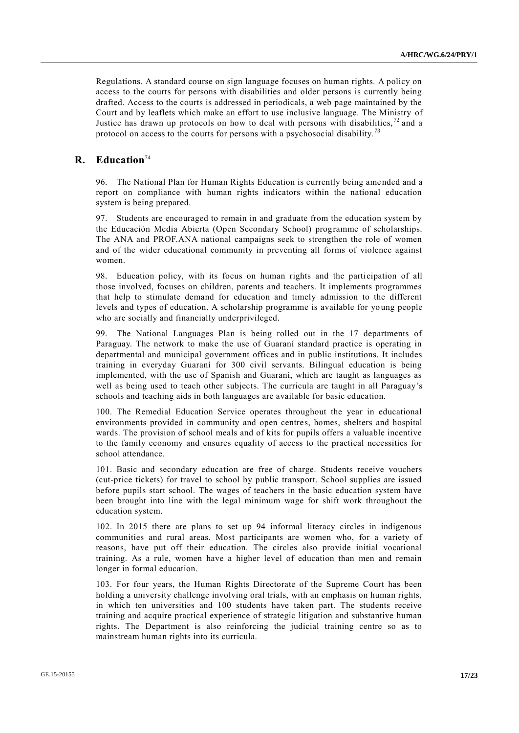Regulations. A standard course on sign language focuses on human rights. A policy on access to the courts for persons with disabilities and older persons is currently being drafted. Access to the courts is addressed in periodicals, a web page maintained by the Court and by leaflets which make an effort to use inclusive language. The Ministry of Justice has drawn up protocols on how to deal with persons with disabilities,[72] and a protocol on access to the courts for persons with a psychosocial disability.[73]

## R. Education[74]

96. The National Plan for Human Rights Education is currently being amended and a report on compliance with human rights indicators within the national education system is being prepared.

97. Students are encouraged to remain in and graduate from the education system by the Educación Media Abierta (Open Secondary School) programme of scholarships. The ANA and PROF.ANA national campaigns seek to strengthen the role of women and of the wider educational community in preventing all forms of violence against women.

98. Education policy, with its focus on human rights and the participation of all those involved, focuses on children, parents and teachers. It implements programmes that help to stimulate demand for education and timely admission to the different levels and types of education. A scholarship programme is available for young people who are socially and financially underprivileged.

99. The National Languages Plan is being rolled out in the 17 departments of Paraguay. The network to make the use of Guaraní standard practice is operating in departmental and municipal government offices and in public institutions. It includes training in everyday Guaraní for 300 civil servants. Bilingual education is being implemented, with the use of Spanish and Guaraní, which are taught as languages as well as being used to teach other subjects. The curricula are taught in all Paraguay's schools and teaching aids in both languages are available for basic education.

100. The Remedial Education Service operates throughout the year in educational environments provided in community and open centres, homes, shelters and hospital wards. The provision of school meals and of kits for pupils offers a valuable incentive to the family economy and ensures equality of access to the practical necessities for school attendance.

101. Basic and secondary education are free of charge. Students receive vouchers (cut-price tickets) for travel to school by public transport. School supplies are issued before pupils start school. The wages of teachers in the basic education system have been brought into line with the legal minimum wage for shift work throughout the education system.

102. In 2015 there are plans to set up 94 informal literacy circles in indigenous communities and rural areas. Most participants are women who, for a variety of reasons, have put off their education. The circles also provide initial vocational training. As a rule, women have a higher level of education than men and remain longer in formal education.

103. For four years, the Human Rights Directorate of the Supreme Court has been holding a university challenge involving oral trials, with an emphasis on human rights, in which ten universities and 100 students have taken part. The students receive training and acquire practical experience of strategic litigation and substantive human rights. The Department is also reinforcing the judicial training centre so as to mainstream human rights into its curricula.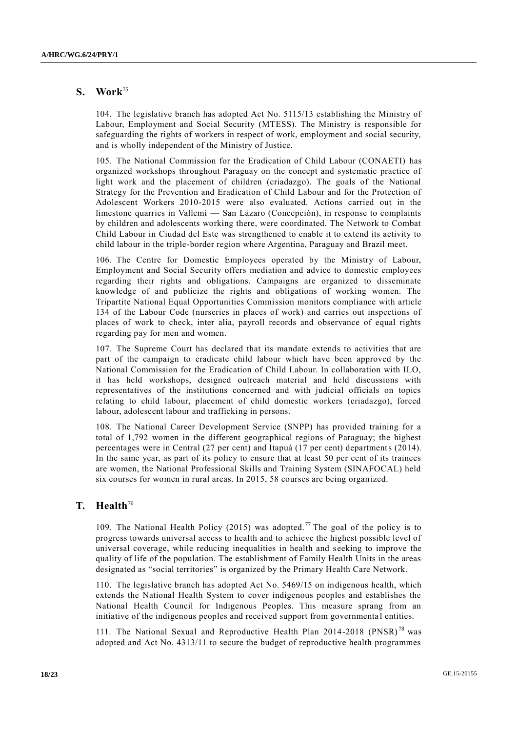## S. Work[75]

104. The legislative branch has adopted Act No. 5115/13 establishing the Ministry of Labour, Employment and Social Security (MTESS). The Ministry is responsible for safeguarding the rights of workers in respect of work, employment and social security, and is wholly independent of the Ministry of Justice.

105. The National Commission for the Eradication of Child Labour (CONAETI) has organized workshops throughout Paraguay on the concept and systematic practice of light work and the placement of children (criadazgo). The goals of the National Strategy for the Prevention and Eradication of Child Labour and for the Protection of Adolescent Workers 2010-2015 were also evaluated. Actions carried out in the limestone quarries in Vallemí — San Lázaro (Concepción), in response to complaints by children and adolescents working there, were coordinated. The Network to Combat Child Labour in Ciudad del Este was strengthened to enable it to extend its activity to child labour in the triple-border region where Argentina, Paraguay and Brazil meet.

106. The Centre for Domestic Employees operated by the Ministry of Labour, Employment and Social Security offers mediation and advice to domestic employees regarding their rights and obligations. Campaigns are organized to disseminate knowledge of and publicize the rights and obligations of working women. The Tripartite National Equal Opportunities Commission monitors compliance with article 134 of the Labour Code (nurseries in places of work) and carries out inspections of places of work to check, inter alia, payroll records and observance of equal rights regarding pay for men and women.

107. The Supreme Court has declared that its mandate extends to activities that are part of the campaign to eradicate child labour which have been approved by the National Commission for the Eradication of Child Labour. In collaboration with ILO, it has held workshops, designed outreach material and held discussions with representatives of the institutions concerned and with judicial officials on topics relating to child labour, placement of child domestic workers (criadazgo), forced labour, adolescent labour and trafficking in persons.

108. The National Career Development Service (SNPP) has provided training for a total of 1,792 women in the different geographical regions of Paraguay; the highest percentages were in Central (27 per cent) and Itapuá (17 per cent) departments (2014). In the same year, as part of its policy to ensure that at least 50 per cent of its trainees are women, the National Professional Skills and Training System (SINAFOCAL) held six courses for women in rural areas. In 2015, 58 courses are being organized.

## T. Health[76]

109. The National Health Policy (2015) was adopted.[77] The goal of the policy is to progress towards universal access to health and to achieve the highest possible level of universal coverage, while reducing inequalities in health and seeking to improve the quality of life of the population. The establishment of Family Health Units in the areas designated as "social territories" is organized by the Primary Health Care Network.

110. The legislative branch has adopted Act No. 5469/15 on indigenous health, which extends the National Health System to cover indigenous peoples and establishes the National Health Council for Indigenous Peoples. This measure sprang from an initiative of the indigenous peoples and received support from governmental entities.

111. The National Sexual and Reproductive Health Plan 2014-2018 (PNSR)[78] was adopted and Act No. 4313/11 to secure the budget of reproductive health programmes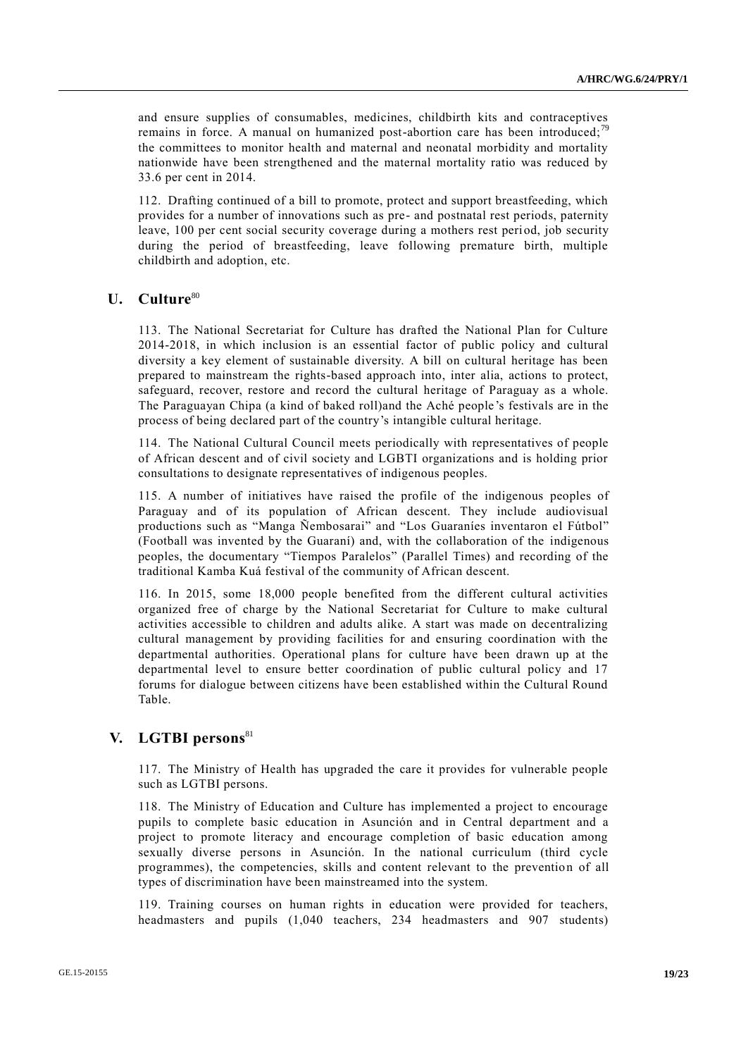and ensure supplies of consumables, medicines, childbirth kits and contraceptives remains in force. A manual on humanized post-abortion care has been introduced;[79] the committees to monitor health and maternal and neonatal morbidity and mortality nationwide have been strengthened and the maternal mortality ratio was reduced by 33.6 per cent in 2014.

112. Drafting continued of a bill to promote, protect and support breastfeeding, which provides for a number of innovations such as pre- and postnatal rest periods, paternity leave, 100 per cent social security coverage during a mothers rest period, job security during the period of breastfeeding, leave following premature birth, multiple childbirth and adoption, etc.

## U. Culture[80]

113. The National Secretariat for Culture has drafted the National Plan for Culture 2014-2018, in which inclusion is an essential factor of public policy and cultural diversity a key element of sustainable diversity. A bill on cultural heritage has been prepared to mainstream the rights-based approach into, inter alia, actions to protect, safeguard, recover, restore and record the cultural heritage of Paraguay as a whole. The Paraguayan Chipa (a kind of baked roll)and the Aché people's festivals are in the process of being declared part of the country's intangible cultural heritage.

114. The National Cultural Council meets periodically with representatives of people of African descent and of civil society and LGBTI organizations and is holding prior consultations to designate representatives of indigenous peoples.

115. A number of initiatives have raised the profile of the indigenous peoples of Paraguay and of its population of African descent. They include audiovisual productions such as "Manga Ñembosarai" and "Los Guaraníes inventaron el Fútbol" (Football was invented by the Guaraní) and, with the collaboration of the indigenous peoples, the documentary "Tiempos Paralelos" (Parallel Times) and recording of the traditional Kamba Kuá festival of the community of African descent.

116. In 2015, some 18,000 people benefited from the different cultural activities organized free of charge by the National Secretariat for Culture to make cultural activities accessible to children and adults alike. A start was made on decentralizing cultural management by providing facilities for and ensuring coordination with the departmental authorities. Operational plans for culture have been drawn up at the departmental level to ensure better coordination of public cultural policy and 17 forums for dialogue between citizens have been established within the Cultural Round Table.

## V. LGTBI persons[81]

117. The Ministry of Health has upgraded the care it provides for vulnerable people such as LGTBI persons.

118. The Ministry of Education and Culture has implemented a project to encourage pupils to complete basic education in Asunción and in Central department and a project to promote literacy and encourage completion of basic education among sexually diverse persons in Asunción. In the national curriculum (third cycle programmes), the competencies, skills and content relevant to the prevention of all types of discrimination have been mainstreamed into the system.

119. Training courses on human rights in education were provided for teachers, headmasters and pupils (1,040 teachers, 234 headmasters and 907 students)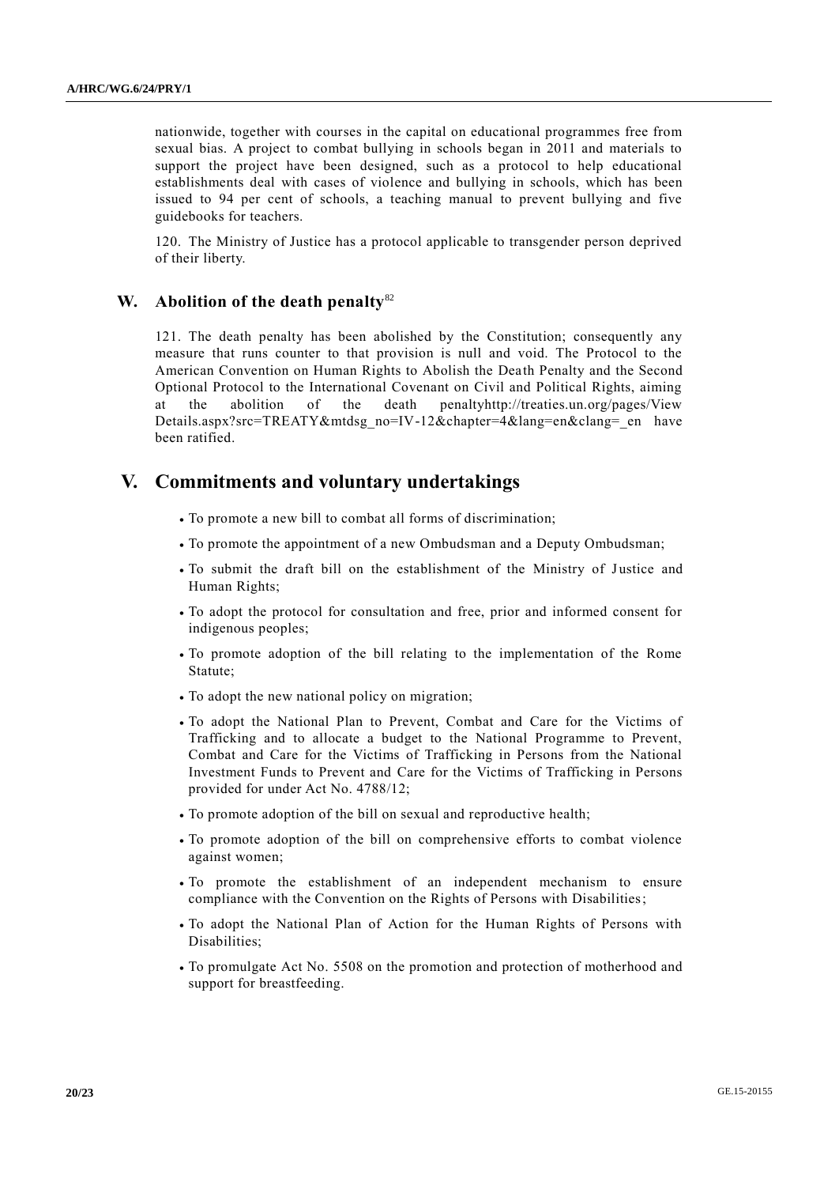nationwide, together with courses in the capital on educational programmes free from sexual bias. A project to combat bullying in schools began in 2011 and materials to support the project have been designed, such as a protocol to help educational establishments deal with cases of violence and bullying in schools, which has been issued to 94 per cent of schools, a teaching manual to prevent bullying and five guidebooks for teachers.

120. The Ministry of Justice has a protocol applicable to transgender person deprived of their liberty.

## W. Abolition of the death penalty[82]

121. The death penalty has been abolished by the Constitution; consequently any measure that runs counter to that provision is null and void. The Protocol to the American Convention on Human Rights to Abolish the Death Penalty and the Second Optional Protocol to the International Covenant on Civil and Political Rights, aiming at the abolition of the death penaltyhttp://treaties.un.org/pages/ViewDetails.aspx?src=TREATY&mtdsg_no=IV-12&chapter=4&lang=en&clang=_en have been ratified.

# V. Commitments and voluntary undertakings

- To promote a new bill to combat all forms of discrimination;
- To promote the appointment of a new Ombudsman and a Deputy Ombudsman;
- To submit the draft bill on the establishment of the Ministry of Justice and Human Rights;
- To adopt the protocol for consultation and free, prior and informed consent for indigenous peoples;
- To promote adoption of the bill relating to the implementation of the Rome Statute;
- To adopt the new national policy on migration;
- To adopt the National Plan to Prevent, Combat and Care for the Victims of Trafficking and to allocate a budget to the National Programme to Prevent, Combat and Care for the Victims of Trafficking in Persons from the National Investment Funds to Prevent and Care for the Victims of Trafficking in Persons provided for under Act No. 4788/12;
- To promote adoption of the bill on sexual and reproductive health;
- To promote adoption of the bill on comprehensive efforts to combat violence against women;
- To promote the establishment of an independent mechanism to ensure compliance with the Convention on the Rights of Persons with Disabilities;
- To adopt the National Plan of Action for the Human Rights of Persons with Disabilities;
- To promulgate Act No. 5508 on the promotion and protection of motherhood and support for breastfeeding.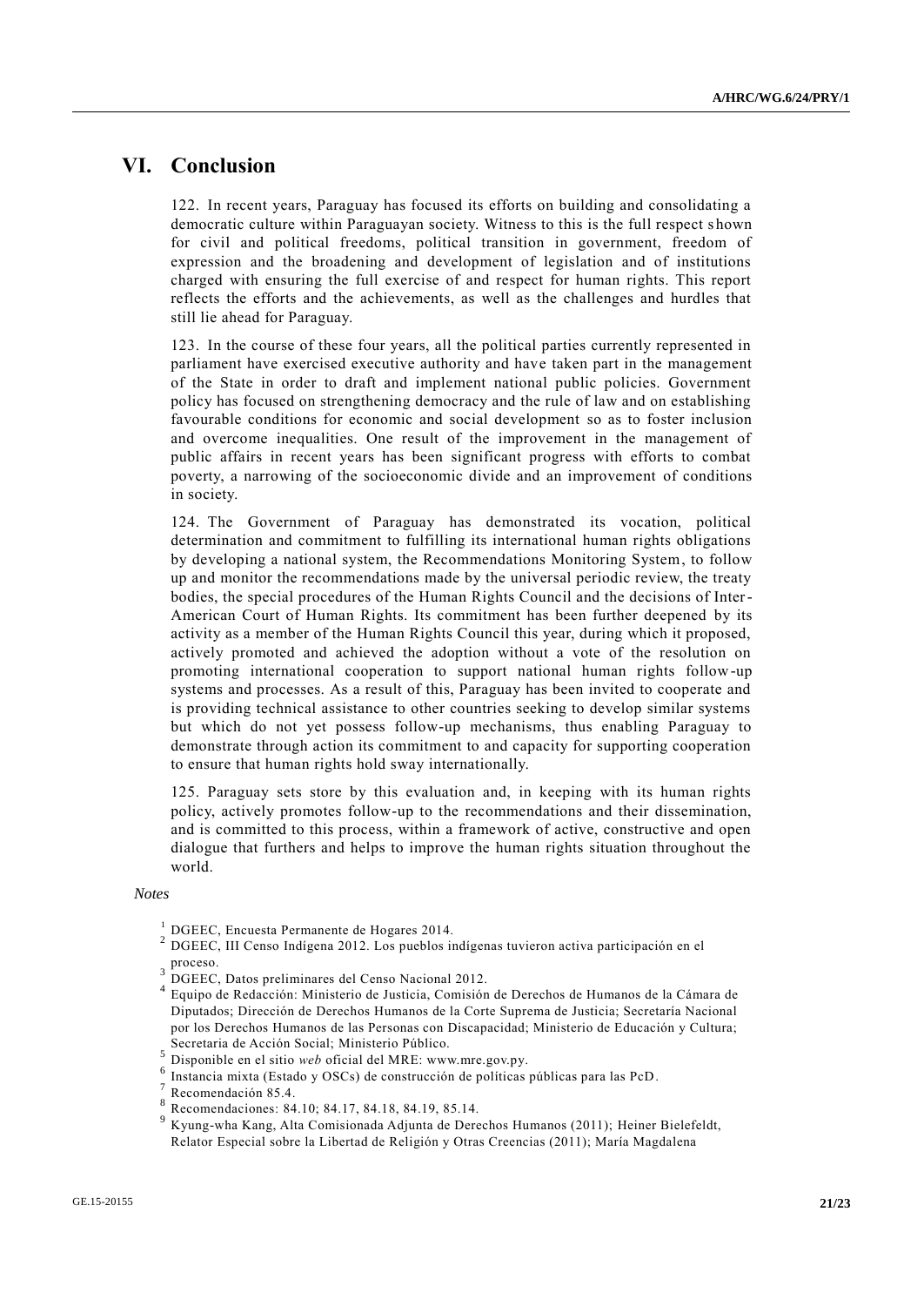# VI. Conclusion

122. In recent years, Paraguay has focused its efforts on building and consolidating a democratic culture within Paraguayan society. Witness to this is the full respect shown for civil and political freedoms, political transition in government, freedom of expression and the broadening and development of legislation and of institutions charged with ensuring the full exercise of and respect for human rights. This report reflects the efforts and the achievements, as well as the challenges and hurdles that still lie ahead for Paraguay.

123. In the course of these four years, all the political parties currently represented in parliament have exercised executive authority and have taken part in the management of the State in order to draft and implement national public policies. Government policy has focused on strengthening democracy and the rule of law and on establishing favourable conditions for economic and social development so as to foster inclusion and overcome inequalities. One result of the improvement in the management of public affairs in recent years has been significant progress with efforts to combat poverty, a narrowing of the socioeconomic divide and an improvement of conditions in society.

124. The Government of Paraguay has demonstrated its vocation, political determination and commitment to fulfilling its international human rights obligations by developing a national system, the Recommendations Monitoring System, to follow up and monitor the recommendations made by the universal periodic review, the treaty bodies, the special procedures of the Human Rights Council and the decisions of Inter-American Court of Human Rights. Its commitment has been further deepened by its activity as a member of the Human Rights Council this year, during which it proposed, actively promoted and achieved the adoption without a vote of the resolution on promoting international cooperation to support national human rights follow-up systems and processes. As a result of this, Paraguay has been invited to cooperate and is providing technical assistance to other countries seeking to develop similar systems but which do not yet possess follow-up mechanisms, thus enabling Paraguay to demonstrate through action its commitment to and capacity for supporting cooperation to ensure that human rights hold sway internationally.

125. Paraguay sets store by this evaluation and, in keeping with its human rights policy, actively promotes follow-up to the recommendations and their dissemination, and is committed to this process, within a framework of active, constructive and open dialogue that furthers and helps to improve the human rights situation throughout the world.

*Notes*

[1] DGEEC, Encuesta Permanente de Hogares 2014.

[2] DGEEC, III Censo Indígena 2012. Los pueblos indígenas tuvieron activa participación en el proceso.

[3] DGEEC, Datos preliminares del Censo Nacional 2012.

[4] Equipo de Redacción: Ministerio de Justicia, Comisión de Derechos de Humanos de la Cámara de Diputados; Dirección de Derechos Humanos de la Corte Suprema de Justicia; Secretaría Nacional por los Derechos Humanos de las Personas con Discapacidad; Ministerio de Educación y Cultura; Secretaria de Acción Social; Ministerio Público.

[5] Disponible en el sitio *web* oficial del MRE: www.mre.gov.py.

[6] Instancia mixta (Estado y OSCs) de construcción de políticas públicas para las PcD.

[7] Recomendación 85.4.

[8] Recomendaciones: 84.10; 84.17, 84.18, 84.19, 85.14.

[9] Kyung-wha Kang, Alta Comisionada Adjunta de Derechos Humanos (2011); Heiner Bielefeldt, Relator Especial sobre la Libertad de Religión y Otras Creencias (2011); María Magdalena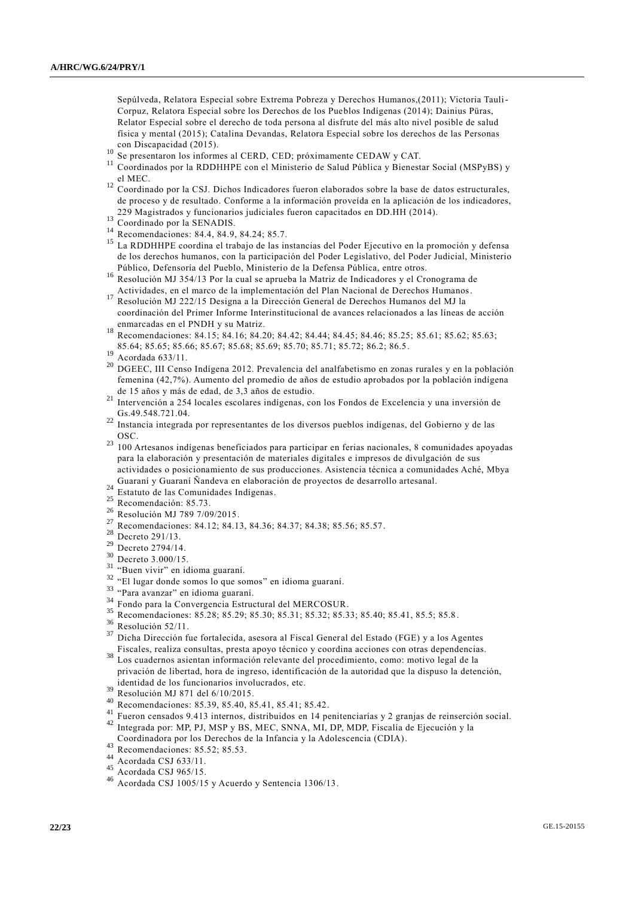Sepúlveda, Relatora Especial sobre Extrema Pobreza y Derechos Humanos,(2011); Victoria Tauli-Corpuz, Relatora Especial sobre los Derechos de los Pueblos Indígenas (2014); Dainius Pūras, Relator Especial sobre el derecho de toda persona al disfrute del más alto nivel posible de salud física y mental (2015); Catalina Devandas, Relatora Especial sobre los derechos de las Personas con Discapacidad (2015).

[10] Se presentaron los informes al CERD, CED; próximamente CEDAW y CAT.

[11] Coordinados por la RDDHHPE con el Ministerio de Salud Pública y Bienestar Social (MSPyBS) y el MEC.

[12] Coordinado por la CSJ. Dichos Indicadores fueron elaborados sobre la base de datos estructurales, de proceso y de resultado. Conforme a la información proveída en la aplicación de los indicadores, 229 Magistrados y funcionarios judiciales fueron capacitados en DD.HH (2014).

[13] Coordinado por la SENADIS.

[14] Recomendaciones: 84.4, 84.9, 84.24; 85.7.

[15] La RDDHHPE coordina el trabajo de las instancias del Poder Ejecutivo en la promoción y defensa de los derechos humanos, con la participación del Poder Legislativo, del Poder Judicial, Ministerio Público, Defensoría del Pueblo, Ministerio de la Defensa Pública, entre otros.

[16] Resolución MJ 354/13 Por la cual se aprueba la Matriz de Indicadores y el Cronograma de Actividades, en el marco de la implementación del Plan Nacional de Derechos Humanos.

[17] Resolución MJ 222/15 Designa a la Dirección General de Derechos Humanos del MJ la coordinación del Primer Informe Interinstitucional de avances relacionados a las líneas de acción enmarcadas en el PNDH y su Matriz.

[18] Recomendaciones: 84.15; 84.16; 84.20; 84.42; 84.44; 84.45; 84.46; 85.25; 85.61; 85.62; 85.63; 85.64; 85.65; 85.66; 85.67; 85.68; 85.69; 85.70; 85.71; 85.72; 86.2; 86.5.

[19] Acordada 633/11.

[20] DGEEC, III Censo Indígena 2012. Prevalencia del analfabetismo en zonas rurales y en la población femenina (42,7%). Aumento del promedio de años de estudio aprobados por la población indígena de 15 años y más de edad, de 3,3 años de estudio.

[21] Intervención a 254 locales escolares indígenas, con los Fondos de Excelencia y una inversión de Gs.49.548.721.04.

[22] Instancia integrada por representantes de los diversos pueblos indígenas, del Gobierno y de las OSC.

[23] 100 Artesanos indígenas beneficiados para participar en ferias nacionales, 8 comunidades apoyadas para la elaboración y presentación de materiales digitales e impresos de divulgación de sus actividades o posicionamiento de sus producciones. Asistencia técnica a comunidades Aché, Mbya Guaraní y Guaraní Ñandeva en elaboración de proyectos de desarrollo artesanal.

[24] Estatuto de las Comunidades Indígenas.

[25] Recomendación: 85.73.

[26] Resolución MJ 789 7/09/2015.

[27] Recomendaciones: 84.12; 84.13, 84.36; 84.37; 84.38; 85.56; 85.57.

[28] Decreto 291/13.

[29] Decreto 2794/14.

[30] Decreto 3.000/15.

[31] "Buen vivir" en idioma guaraní.

[32] "El lugar donde somos lo que somos" en idioma guaraní.

[33] "Para avanzar" en idioma guaraní.

[34] Fondo para la Convergencia Estructural del MERCOSUR.

[35] Recomendaciones: 85.28; 85.29; 85.30; 85.31; 85.32; 85.33; 85.40; 85.41; 85.5; 85.8.

[36] Resolución 52/11.

[37] Dicha Dirección fue fortalecida, asesora al Fiscal General del Estado (FGE) y a los Agentes Fiscales, realiza consultas, presta apoyo técnico y coordina acciones con otras dependencias.

[38] Los cuadernos asientan información relevante del procedimiento, como: motivo legal de la privación de libertad, hora de ingreso, identificación de la autoridad que la dispuso la detención, identidad de los funcionarios involucrados, etc.

[39] Resolución MJ 871 del 6/10/2015.

[40] Recomendaciones: 85.39, 85.40, 85.41, 85.41; 85.42.

[41] Fueron censados 9.413 internos, distribuidos en 14 penitenciarías y 2 granjas de reinserción social.

[42] Integrada por: MP, PJ, MSP y BS, MEC, SNNA, MI, DP, MDP, Fiscalía de Ejecución y la Coordinadora por los Derechos de la Infancia y la Adolescencia (CDIA).

[43] Recomendaciones: 85.52; 85.53.

[44] Acordada CSJ 633/11.

[45] Acordada CSJ 965/15.

[46] Acordada CSJ 1005/15 y Acuerdo y Sentencia 1306/13.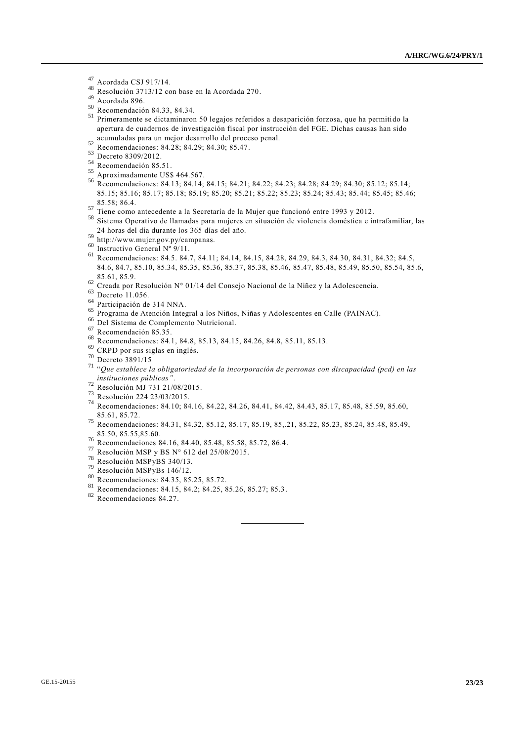[47] Acordada CSJ 917/14.

[48] Resolución 3713/12 con base en la Acordada 270.

[49] Acordada 896.

[50] Recomendación 84.33, 84.34.

[51] Primeramente se dictaminaron 50 legajos referidos a desaparición forzosa, que ha permitido la apertura de cuadernos de investigación fiscal por instrucción del FGE. Dichas causas han sido acumuladas para un mejor desarrollo del proceso penal.

[52] Recomendaciones: 84.28; 84.29; 84.30; 85.47.

[53] Decreto 8309/2012.

[54] Recomendación 85.51.

[55] Aproximadamente US$ 464.567.

[56] Recomendaciones: 84.13; 84.14; 84.15; 84.21; 84.22; 84.23; 84.28; 84.29; 84.30; 85.12; 85.14; 85.15; 85.16; 85.17; 85.18; 85.19; 85.20; 85.21; 85.22; 85.23; 85.24; 85.43; 85.44; 85.45; 85.46; 85.58; 86.4.

[57] Tiene como antecedente a la Secretaría de la Mujer que funcionó entre 1993 y 2012.

[58] Sistema Operativo de llamadas para mujeres en situación de violencia doméstica e intrafamiliar, las 24 horas del día durante los 365 días del año.

[59] http://www.mujer.gov.py/campanas.

[60] Instructivo General Nº 9/11.

[61] Recomendaciones: 84.5. 84.7, 84.11; 84.14, 84.15, 84.28, 84.29, 84.3, 84.30, 84.31, 84.32; 84.5, 84.6, 84.7, 85.10, 85.34, 85.35, 85.36, 85.37, 85.38, 85.46, 85.47, 85.48, 85.49, 85.50, 85.54, 85.6, 85.61, 85.9.

[62] Creada por Resolución N° 01/14 del Consejo Nacional de la Niñez y la Adolescencia.

[63] Decreto 11.056.

[64] Participación de 314 NNA.

[65] Programa de Atención Integral a los Niños, Niñas y Adolescentes en Calle (PAINAC).

[66] Del Sistema de Complemento Nutricional.

[67] Recomendación 85.35.

[68] Recomendaciones: 84.1, 84.8, 85.13, 84.15, 84.26, 84.8, 85.11, 85.13.

[69] CRPD por sus siglas en inglés.

[70] Decreto 3891/15

[71] "*Que establece la obligatoriedad de la incorporación de personas con discapacidad (pcd) en las instituciones públicas"*.

[72] Resolución MJ 731 21/08/2015.

[73] Resolución 224 23/03/2015.

[74] Recomendaciones: 84.10; 84.16, 84.22, 84.26, 84.41, 84.42, 84.43, 85.17, 85.48, 85.59, 85.60, 85.61, 85.72.

[75] Recomendaciones: 84.31, 84.32, 85.12, 85.17, 85.19, 85,.21, 85.22, 85.23, 85.24, 85.48, 85.49, 85.50, 85.55,85.60.

[76] Recomendaciones 84.16, 84.40, 85.48, 85.58, 85.72, 86.4.

[77] Resolución MSP y BS N° 612 del 25/08/2015.

[78] Resolución MSPyBS 340/13.

[79] Resolución MSPyBs 146/12.

[80] Recomendaciones: 84.35, 85.25, 85.72.

[81] Recomendaciones: 84.15, 84.2; 84.25, 85.26, 85.27; 85.3.

[82] Recomendaciones 84.27.